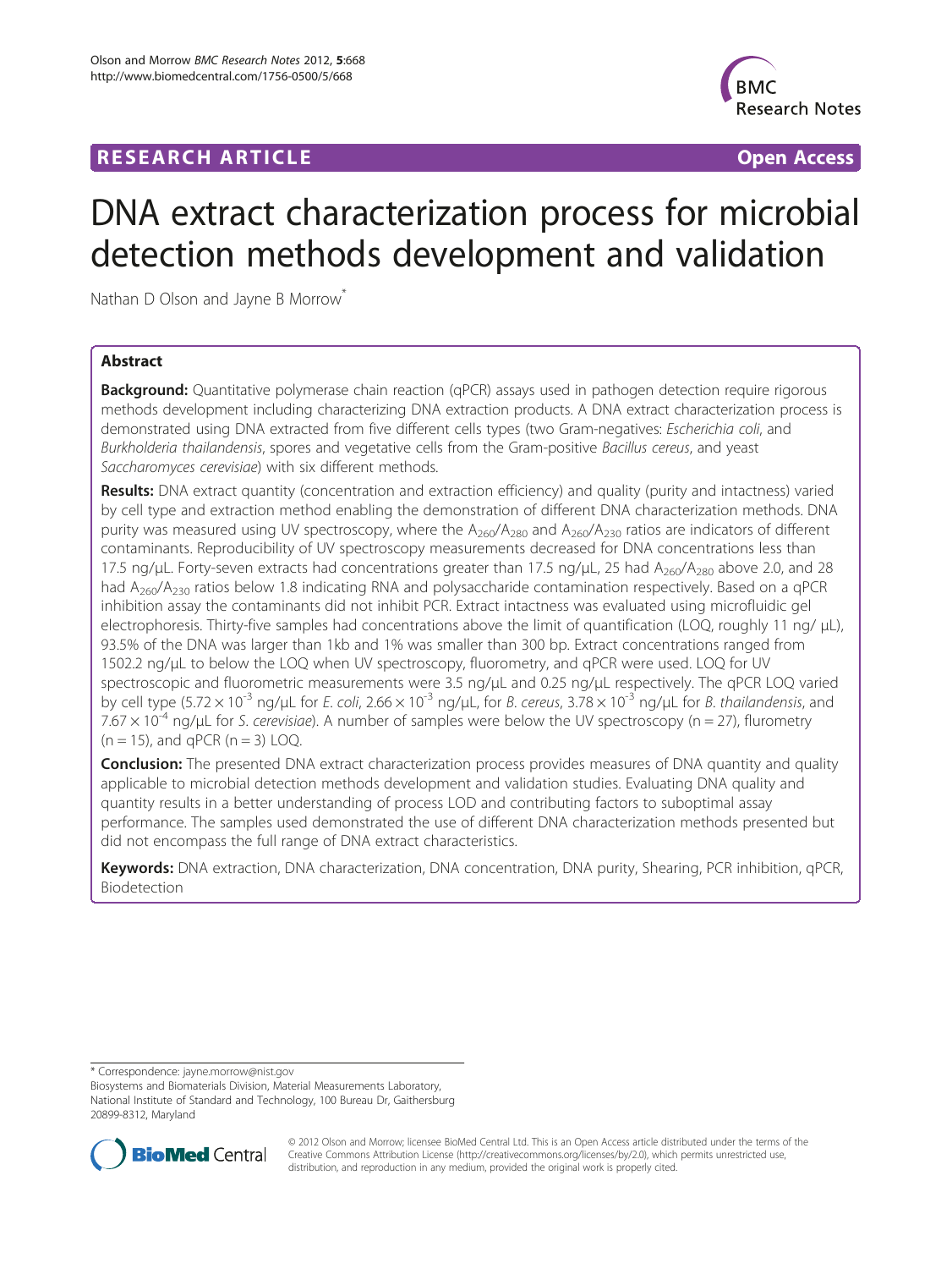**RESEARCH ARTICLE** **Open Access**

# DNA extract characterization process for microbial detection methods development and validation

Nathan D Olson and Jayne B Morrow*

## Abstract

**Background:** Quantitative polymerase chain reaction (qPCR) assays used in pathogen detection require rigorous methods development including characterizing DNA extraction products. A DNA extract characterization process is demonstrated using DNA extracted from five different cells types (two Gram-negatives: *Escherichia coli*, and *Burkholderia thailandensis*, spores and vegetative cells from the Gram-positive *Bacillus cereus*, and yeast *Saccharomyces cerevisiae*) with six different methods.

**Results:** DNA extract quantity (concentration and extraction efficiency) and quality (purity and intactness) varied by cell type and extraction method enabling the demonstration of different DNA characterization methods. DNA purity was measured using UV spectroscopy, where the $A_{260}/A_{280}$ and $A_{260}/A_{230}$ ratios are indicators of different contaminants. Reproducibility of UV spectroscopy measurements decreased for DNA concentrations less than 17.5 ng/μL. Forty-seven extracts had concentrations greater than 17.5 ng/μL, 25 had $A_{260}/A_{280}$ above 2.0, and 28 had $A_{260}/A_{230}$ ratios below 1.8 indicating RNA and polysaccharide contamination respectively. Based on a qPCR inhibition assay the contaminants did not inhibit PCR. Extract intactness was evaluated using microfluidic gel electrophoresis. Thirty-five samples had concentrations above the limit of quantification (LOQ, roughly 11 ng/ μL), 93.5% of the DNA was larger than 1kb and 1% was smaller than 300 bp. Extract concentrations ranged from 1502.2 ng/μL to below the LOQ when UV spectroscopy, fluorometry, and qPCR were used. LOQ for UV spectroscopic and fluorometric measurements were 3.5 ng/μL and 0.25 ng/μL respectively. The qPCR LOQ varied by cell type ($5.72 \times 10^{-3}$ ng/μL for *E. coli*, $2.66 \times 10^{-3}$ ng/μL, for *B. cereus*, $3.78 \times 10^{-3}$ ng/μL for *B. thailandensis*, and $7.67 \times 10^{-4}$ ng/μL for *S. cerevisiae*). A number of samples were below the UV spectroscopy (n = 27), flurometry (n = 15), and qPCR (n = 3) LOQ.

**Conclusion:** The presented DNA extract characterization process provides measures of DNA quantity and quality applicable to microbial detection methods development and validation studies. Evaluating DNA quality and quantity results in a better understanding of process LOD and contributing factors to suboptimal assay performance. The samples used demonstrated the use of different DNA characterization methods presented but did not encompass the full range of DNA extract characteristics.

**Keywords:** DNA extraction, DNA characterization, DNA concentration, DNA purity, Shearing, PCR inhibition, qPCR, Biodetection

* Correspondence: jayne.morrow@nist.gov
Biosystems and Biomaterials Division, Material Measurements Laboratory, National Institute of Standard and Technology, 100 Bureau Dr, Gaithersburg 20899-8312, Maryland

© 2012 Olson and Morrow; licensee BioMed Central Ltd. This is an Open Access article distributed under the terms of the Creative Commons Attribution License (http://creativecommons.org/licenses/by/2.0), which permits unrestricted use, distribution, and reproduction in any medium, provided the original work is properly cited.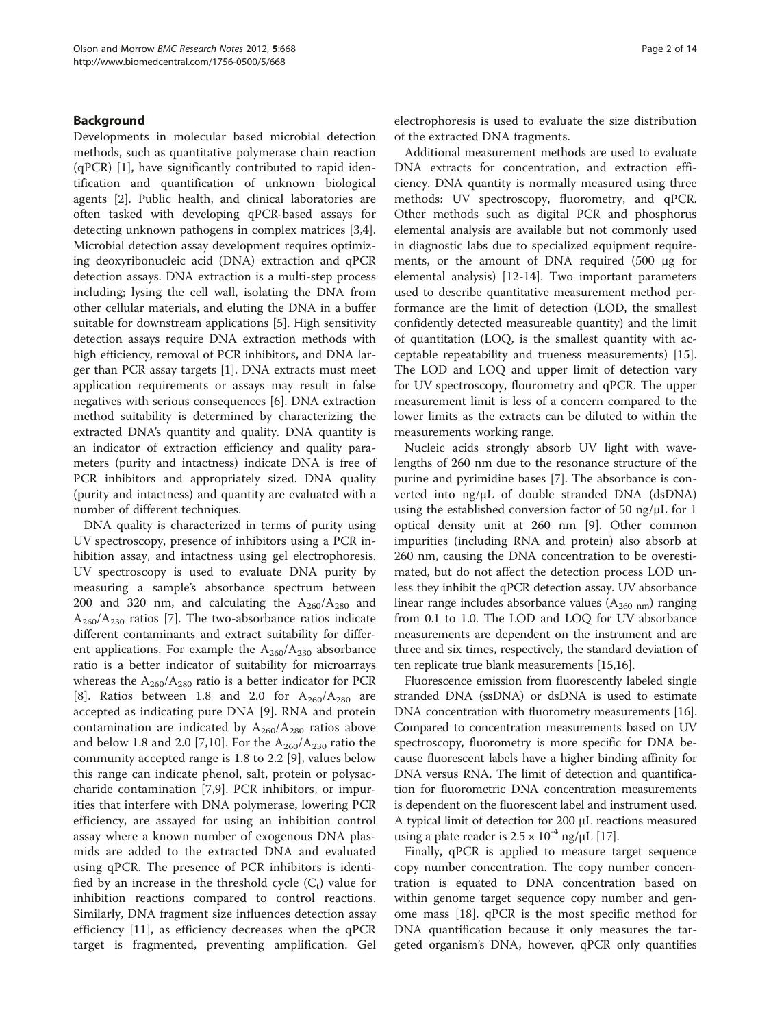## Background

Developments in molecular based microbial detection methods, such as quantitative polymerase chain reaction (qPCR) [1], have significantly contributed to rapid identification and quantification of unknown biological agents [2]. Public health, and clinical laboratories are often tasked with developing qPCR-based assays for detecting unknown pathogens in complex matrices [3,4]. Microbial detection assay development requires optimizing deoxyribonucleic acid (DNA) extraction and qPCR detection assays. DNA extraction is a multi-step process including; lysing the cell wall, isolating the DNA from other cellular materials, and eluting the DNA in a buffer suitable for downstream applications [5]. High sensitivity detection assays require DNA extraction methods with high efficiency, removal of PCR inhibitors, and DNA larger than PCR assay targets [1]. DNA extracts must meet application requirements or assays may result in false negatives with serious consequences [6]. DNA extraction method suitability is determined by characterizing the extracted DNA's quantity and quality. DNA quantity is an indicator of extraction efficiency and quality parameters (purity and intactness) indicate DNA is free of PCR inhibitors and appropriately sized. DNA quality (purity and intactness) and quantity are evaluated with a number of different techniques.

DNA quality is characterized in terms of purity using UV spectroscopy, presence of inhibitors using a PCR inhibition assay, and intactness using gel electrophoresis. UV spectroscopy is used to evaluate DNA purity by measuring a sample's absorbance spectrum between 200 and 320 nm, and calculating the $A_{260}/A_{280}$ and $A_{260}/A_{230}$ ratios [7]. The two-absorbance ratios indicate different contaminants and extract suitability for different applications. For example the $A_{260}/A_{230}$ absorbance ratio is a better indicator of suitability for microarrays whereas the $A_{260}/A_{280}$ ratio is a better indicator for PCR [8]. Ratios between 1.8 and 2.0 for $A_{260}/A_{280}$ are accepted as indicating pure DNA [9]. RNA and protein contamination are indicated by $A_{260}/A_{280}$ ratios above and below 1.8 and 2.0 [7,10]. For the $A_{260}/A_{230}$ ratio the community accepted range is 1.8 to 2.2 [9], values below this range can indicate phenol, salt, protein or polysaccharide contamination [7,9]. PCR inhibitors, or impurities that interfere with DNA polymerase, lowering PCR efficiency, are assayed for using an inhibition control assay where a known number of exogenous DNA plasmids are added to the extracted DNA and evaluated using qPCR. The presence of PCR inhibitors is identified by an increase in the threshold cycle ($C_t$) value for inhibition reactions compared to control reactions. Similarly, DNA fragment size influences detection assay efficiency [11], as efficiency decreases when the qPCR target is fragmented, preventing amplification. Gel electrophoresis is used to evaluate the size distribution of the extracted DNA fragments.

Additional measurement methods are used to evaluate DNA extracts for concentration, and extraction efficiency. DNA quantity is normally measured using three methods: UV spectroscopy, fluorometry, and qPCR. Other methods such as digital PCR and phosphorus elemental analysis are available but not commonly used in diagnostic labs due to specialized equipment requirements, or the amount of DNA required (500 μg for elemental analysis) [12-14]. Two important parameters used to describe quantitative measurement method performance are the limit of detection (LOD, the smallest confidently detected measureable quantity) and the limit of quantitation (LOQ, is the smallest quantity with acceptable repeatability and trueness measurements) [15]. The LOD and LOQ and upper limit of detection vary for UV spectroscopy, flourometry and qPCR. The upper measurement limit is less of a concern compared to the lower limits as the extracts can be diluted to within the measurements working range.

Nucleic acids strongly absorb UV light with wavelengths of 260 nm due to the resonance structure of the purine and pyrimidine bases [7]. The absorbance is converted into ng/μL of double stranded DNA (dsDNA) using the established conversion factor of 50 ng/μL for 1 optical density unit at 260 nm [9]. Other common impurities (including RNA and protein) also absorb at 260 nm, causing the DNA concentration to be overestimated, but do not affect the detection process LOD unless they inhibit the qPCR detection assay. UV absorbance linear range includes absorbance values ($A_{260\ nm}$) ranging from 0.1 to 1.0. The LOD and LOQ for UV absorbance measurements are dependent on the instrument and are three and six times, respectively, the standard deviation of ten replicate true blank measurements [15,16].

Fluorescence emission from fluorescently labeled single stranded DNA (ssDNA) or dsDNA is used to estimate DNA concentration with fluorometry measurements [16]. Compared to concentration measurements based on UV spectroscopy, fluorometry is more specific for DNA because fluorescent labels have a higher binding affinity for DNA versus RNA. The limit of detection and quantification for fluorometric DNA concentration measurements is dependent on the fluorescent label and instrument used. A typical limit of detection for 200 μL reactions measured using a plate reader is $2.5 \times 10^{-4}$ ng/μL [17].

Finally, qPCR is applied to measure target sequence copy number concentration. The copy number concentration is equated to DNA concentration based on within genome target sequence copy number and genome mass [18]. qPCR is the most specific method for DNA quantification because it only measures the targeted organism's DNA, however, qPCR only quantifies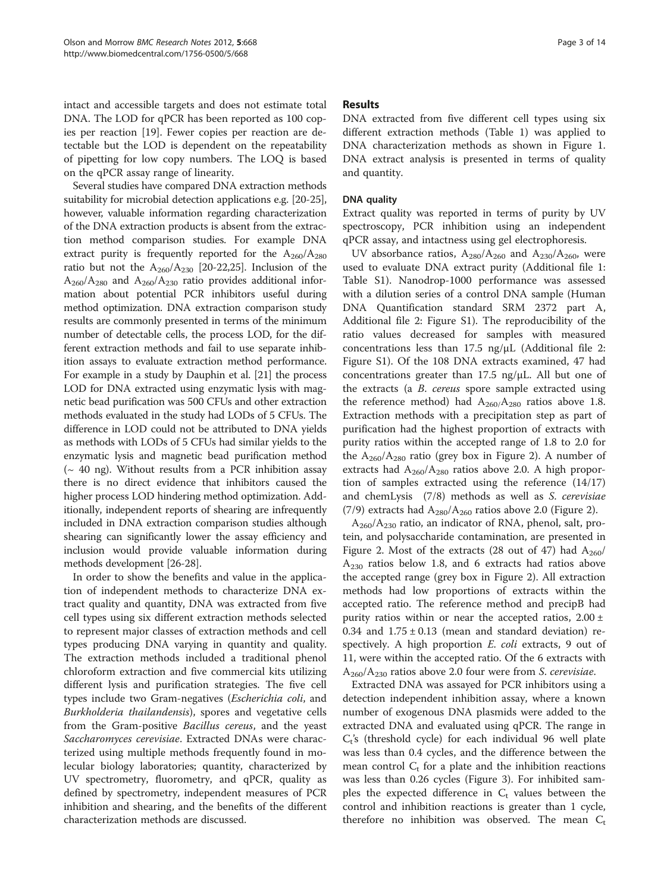intact and accessible targets and does not estimate total DNA. The LOD for qPCR has been reported as 100 copies per reaction [19]. Fewer copies per reaction are detectable but the LOD is dependent on the repeatability of pipetting for low copy numbers. The LOQ is based on the qPCR assay range of linearity.

Several studies have compared DNA extraction methods suitability for microbial detection applications e.g. [20-25], however, valuable information regarding characterization of the DNA extraction products is absent from the extraction method comparison studies. For example DNA extract purity is frequently reported for the $A_{260}/A_{280}$ ratio but not the $A_{260}/A_{230}$ [20-22,25]. Inclusion of the $A_{260}/A_{280}$ and $A_{260}/A_{230}$ ratio provides additional information about potential PCR inhibitors useful during method optimization. DNA extraction comparison study results are commonly presented in terms of the minimum number of detectable cells, the process LOD, for the different extraction methods and fail to use separate inhibition assays to evaluate extraction method performance. For example in a study by Dauphin et al. [21] the process LOD for DNA extracted using enzymatic lysis with magnetic bead purification was 500 CFUs and other extraction methods evaluated in the study had LODs of 5 CFUs. The difference in LOD could not be attributed to DNA yields as methods with LODs of 5 CFUs had similar yields to the enzymatic lysis and magnetic bead purification method (~ 40 ng). Without results from a PCR inhibition assay there is no direct evidence that inhibitors caused the higher process LOD hindering method optimization. Additionally, independent reports of shearing are infrequently included in DNA extraction comparison studies although shearing can significantly lower the assay efficiency and inclusion would provide valuable information during methods development [26-28].

In order to show the benefits and value in the application of independent methods to characterize DNA extract quality and quantity, DNA was extracted from five cell types using six different extraction methods selected to represent major classes of extraction methods and cell types producing DNA varying in quantity and quality. The extraction methods included a traditional phenol chloroform extraction and five commercial kits utilizing different lysis and purification strategies. The five cell types include two Gram-negatives (*Escherichia coli*, and *Burkholderia thailandensis*), spores and vegetative cells from the Gram-positive *Bacillus cereus*, and the yeast *Saccharomyces cerevisiae*. Extracted DNAs were characterized using multiple methods frequently found in molecular biology laboratories; quantity, characterized by UV spectrometry, fluorometry, and qPCR, quality as defined by spectrometry, independent measures of PCR inhibition and shearing, and the benefits of the different characterization methods are discussed.

## Results

DNA extracted from five different cell types using six different extraction methods (Table 1) was applied to DNA characterization methods as shown in Figure 1. DNA extract analysis is presented in terms of quality and quantity.

### DNA quality

Extract quality was reported in terms of purity by UV spectroscopy, PCR inhibition using an independent qPCR assay, and intactness using gel electrophoresis.

UV absorbance ratios, $A_{280}/A_{260}$ and $A_{230}/A_{260}$, were used to evaluate DNA extract purity (Additional file 1: Table S1). Nanodrop-1000 performance was assessed with a dilution series of a control DNA sample (Human DNA Quantification standard SRM 2372 part A, Additional file 2: Figure S1). The reproducibility of the ratio values decreased for samples with measured concentrations less than 17.5 ng/μL (Additional file 2: Figure S1). Of the 108 DNA extracts examined, 47 had concentrations greater than 17.5 ng/μL. All but one of the extracts (a *B. cereus* spore sample extracted using the reference method) had $A_{260}/A_{280}$ ratios above 1.8. Extraction methods with a precipitation step as part of purification had the highest proportion of extracts with purity ratios within the accepted range of 1.8 to 2.0 for the $A_{260}/A_{280}$ ratio (grey box in Figure 2). A number of extracts had $A_{260}/A_{280}$ ratios above 2.0. A high proportion of samples extracted using the reference (14/17) and chemLysis (7/8) methods as well as *S. cerevisiae* (7/9) extracts had $A_{280}/A_{260}$ ratios above 2.0 (Figure 2).

$A_{260}/A_{230}$ ratio, an indicator of RNA, phenol, salt, protein, and polysaccharide contamination, are presented in Figure 2. Most of the extracts (28 out of 47) had $A_{260}/A_{230}$ ratios below 1.8, and 6 extracts had ratios above the accepted range (grey box in Figure 2). All extraction methods had low proportions of extracts within the accepted ratio. The reference method and precipB had purity ratios within or near the accepted ratios, 2.00 ± 0.34 and 1.75 ± 0.13 (mean and standard deviation) respectively. A high proportion *E. coli* extracts, 9 out of 11, were within the accepted ratio. Of the 6 extracts with $A_{260}/A_{230}$ ratios above 2.0 four were from *S. cerevisiae*.

Extracted DNA was assayed for PCR inhibitors using a detection independent inhibition assay, where a known number of exogenous DNA plasmids were added to the extracted DNA and evaluated using qPCR. The range in $C_t$'s (threshold cycle) for each individual 96 well plate was less than 0.4 cycles, and the difference between the mean control $C_t$ for a plate and the inhibition reactions was less than 0.26 cycles (Figure 3). For inhibited samples the expected difference in $C_t$ values between the control and inhibition reactions is greater than 1 cycle, therefore no inhibition was observed. The mean $C_t$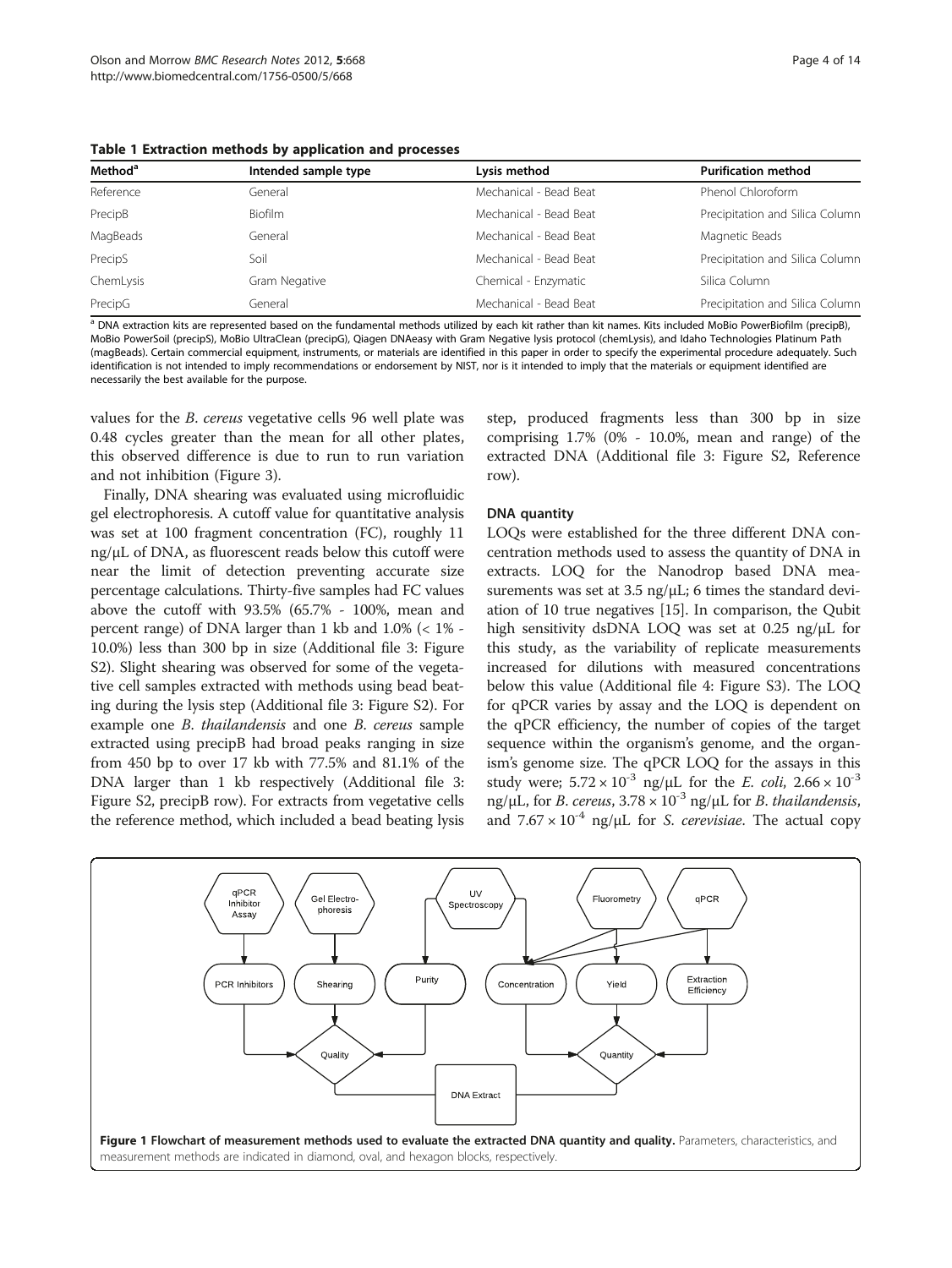**Table 1 Extraction methods by application and processes**

| Method[a] | Intended sample type | Lysis method | Purification method |
|---|---|---|---|
| Reference | General | Mechanical - Bead Beat | Phenol Chloroform |
| PrecipB | Biofilm | Mechanical - Bead Beat | Precipitation and Silica Column |
| MagBeads | General | Mechanical - Bead Beat | Magnetic Beads |
| PrecipS | Soil | Mechanical - Bead Beat | Precipitation and Silica Column |
| ChemLysis | Gram Negative | Chemical - Enzymatic | Silica Column |
| PrecipG | General | Mechanical - Bead Beat | Precipitation and Silica Column |

[a] DNA extraction kits are represented based on the fundamental methods utilized by each kit rather than kit names. Kits included MoBio PowerBiofilm (precipB), MoBio PowerSoil (precipS), MoBio UltraClean (precipG), Qiagen DNAeasy with Gram Negative lysis protocol (chemLysis), and Idaho Technologies Platinum Path (magBeads). Certain commercial equipment, instruments, or materials are identified in this paper in order to specify the experimental procedure adequately. Such identification is not intended to imply recommendations or endorsement by NIST, nor is it intended to imply that the materials or equipment identified are necessarily the best available for the purpose.

values for the *B. cereus* vegetative cells 96 well plate was 0.48 cycles greater than the mean for all other plates, this observed difference is due to run to run variation and not inhibition (Figure 3).

Finally, DNA shearing was evaluated using microfluidic gel electrophoresis. A cutoff value for quantitative analysis was set at 100 fragment concentration (FC), roughly 11 ng/μL of DNA, as fluorescent reads below this cutoff were near the limit of detection preventing accurate size percentage calculations. Thirty-five samples had FC values above the cutoff with 93.5% (65.7% - 100%, mean and percent range) of DNA larger than 1 kb and 1.0% (< 1% - 10.0%) less than 300 bp in size (Additional file 3: Figure S2). Slight shearing was observed for some of the vegetative cell samples extracted with methods using bead beating during the lysis step (Additional file 3: Figure S2). For example one *B. thailandensis* and one *B. cereus* sample extracted using precipB had broad peaks ranging in size from 450 bp to over 17 kb with 77.5% and 81.1% of the DNA larger than 1 kb respectively (Additional file 3: Figure S2, precipB row). For extracts from vegetative cells the reference method, which included a bead beating lysis step, produced fragments less than 300 bp in size comprising 1.7% (0% - 10.0%, mean and range) of the extracted DNA (Additional file 3: Figure S2, Reference row).

### DNA quantity

LOQs were established for the three different DNA concentration methods used to assess the quantity of DNA in extracts. LOQ for the Nanodrop based DNA measurements was set at 3.5 ng/μL; 6 times the standard deviation of 10 true negatives [15]. In comparison, the Qubit high sensitivity dsDNA LOQ was set at 0.25 ng/μL for this study, as the variability of replicate measurements increased for dilutions with measured concentrations below this value (Additional file 4: Figure S3). The LOQ for qPCR varies by assay and the LOQ is dependent on the qPCR efficiency, the number of copies of the target sequence within the organism's genome, and the organism's genome size. The qPCR LOQ for the assays in this study were; $5.72 \times 10^{-3}$ ng/μL for the *E. coli*, $2.66 \times 10^{-3}$ ng/μL, for *B. cereus*, $3.78 \times 10^{-3}$ ng/μL for *B. thailandensis*, and $7.67 \times 10^{-4}$ ng/μL for *S. cerevisiae*. The actual copy

**Figure 1 Flowchart of measurement methods used to evaluate the extracted DNA quantity and quality.** Parameters, characteristics, and measurement methods are indicated in diamond, oval, and hexagon blocks, respectively.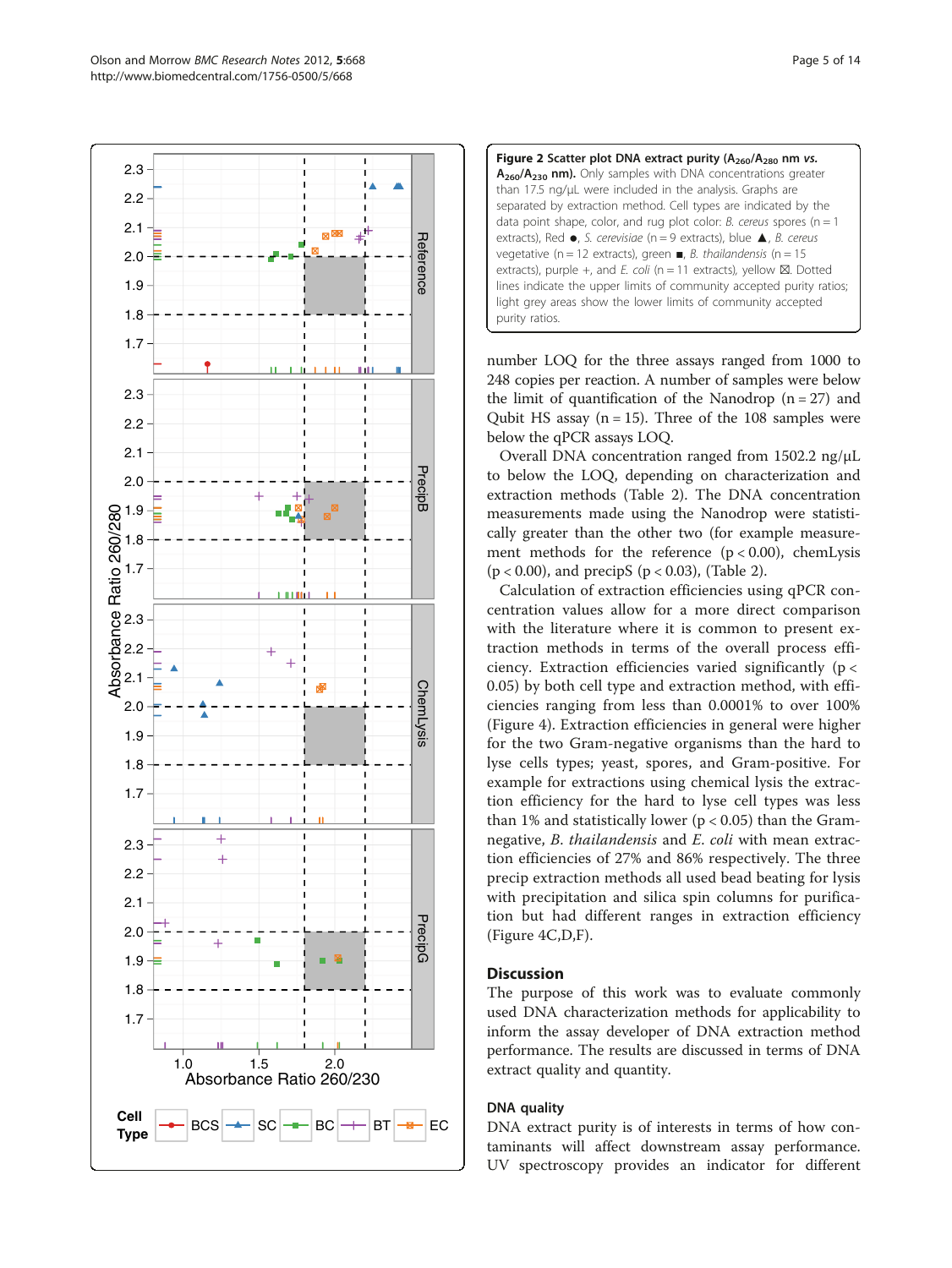**Figure 2 Scatter plot DNA extract purity ($A_{260}/A_{280}$ nm *vs.* $A_{260}/A_{230}$ nm).** Only samples with DNA concentrations greater than 17.5 ng/μL were included in the analysis. Graphs are separated by extraction method. Cell types are indicated by the data point shape, color, and rug plot color: *B. cereus* spores (n = 1 extracts), Red ●, *S. cerevisiae* (n = 9 extracts), blue ▲, *B. cereus* vegetative (n = 12 extracts), green ■, *B. thailandensis* (n = 15 extracts), purple +, and *E. coli* (n = 11 extracts), yellow ⊠. Dotted lines indicate the upper limits of community accepted purity ratios; light grey areas show the lower limits of community accepted purity ratios.

number LOQ for the three assays ranged from 1000 to 248 copies per reaction. A number of samples were below the limit of quantification of the Nanodrop (n = 27) and Qubit HS assay (n = 15). Three of the 108 samples were below the qPCR assays LOQ.

Overall DNA concentration ranged from 1502.2 ng/μL to below the LOQ, depending on characterization and extraction methods (Table 2). The DNA concentration measurements made using the Nanodrop were statistically greater than the other two (for example measurement methods for the reference ($p < 0.00$), chemLysis ($p < 0.00$), and precipS ($p < 0.03$), (Table 2).

Calculation of extraction efficiencies using qPCR concentration values allow for a more direct comparison with the literature where it is common to present extraction methods in terms of the overall process efficiency. Extraction efficiencies varied significantly ($p < 0.05$) by both cell type and extraction method, with efficiencies ranging from less than 0.0001% to over 100% (Figure 4). Extraction efficiencies in general were higher for the two Gram-negative organisms than the hard to lyse cells types; yeast, spores, and Gram-positive. For example for extractions using chemical lysis the extraction efficiency for the hard to lyse cell types was less than 1% and statistically lower ($p < 0.05$) than the Gram-negative, *B. thailandensis* and *E. coli* with mean extraction efficiencies of 27% and 86% respectively. The three precip extraction methods all used bead beating for lysis with precipitation and silica spin columns for purification but had different ranges in extraction efficiency (Figure 4C,D,F).

## Discussion

The purpose of this work was to evaluate commonly used DNA characterization methods for applicability to inform the assay developer of DNA extraction method performance. The results are discussed in terms of DNA extract quality and quantity.

### DNA quality

DNA extract purity is of interests in terms of how contaminants will affect downstream assay performance. UV spectroscopy provides an indicator for different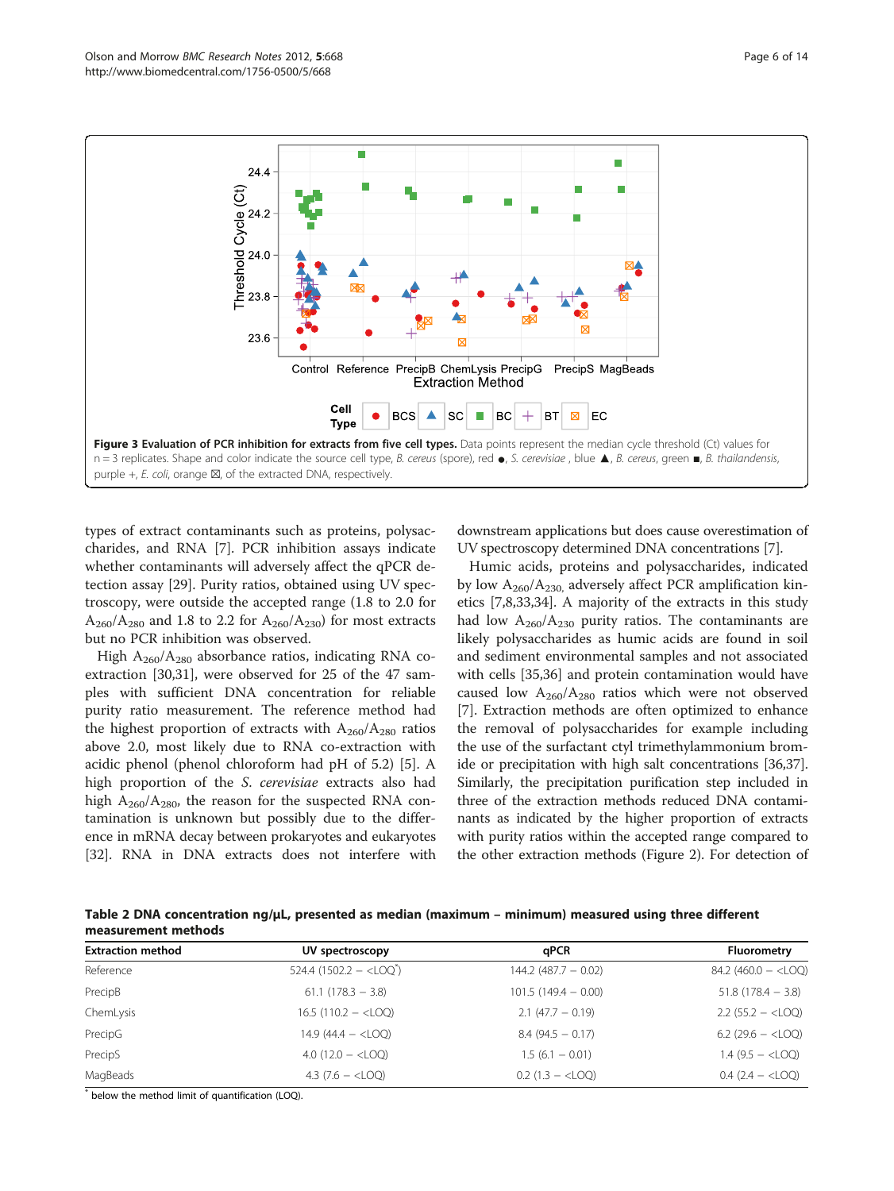**Figure 3 Evaluation of PCR inhibition for extracts from five cell types.** Data points represent the median cycle threshold (Ct) values for n = 3 replicates. Shape and color indicate the source cell type, *B. cereus* (spore), red ●, *S. cerevisiae* , blue ▲, *B. cereus*, green ■, *B. thailandensis*, purple +, *E. coli*, orange ⊠, of the extracted DNA, respectively.

types of extract contaminants such as proteins, polysaccharides, and RNA [7]. PCR inhibition assays indicate whether contaminants will adversely affect the qPCR detection assay [29]. Purity ratios, obtained using UV spectroscopy, were outside the accepted range (1.8 to 2.0 for $A_{260}/A_{280}$ and 1.8 to 2.2 for $A_{260}/A_{230}$) for most extracts but no PCR inhibition was observed.

High $A_{260}/A_{280}$ absorbance ratios, indicating RNA co-extraction [30,31], were observed for 25 of the 47 samples with sufficient DNA concentration for reliable purity ratio measurement. The reference method had the highest proportion of extracts with $A_{260}/A_{280}$ ratios above 2.0, most likely due to RNA co-extraction with acidic phenol (phenol chloroform had pH of 5.2) [5]. A high proportion of the *S. cerevisiae* extracts also had high $A_{260}/A_{280}$, the reason for the suspected RNA contamination is unknown but possibly due to the difference in mRNA decay between prokaryotes and eukaryotes [32]. RNA in DNA extracts does not interfere with downstream applications but does cause overestimation of UV spectroscopy determined DNA concentrations [7].

Humic acids, proteins and polysaccharides, indicated by low $A_{260}/A_{230,}$ adversely affect PCR amplification kinetics [7,8,33,34]. A majority of the extracts in this study had low $A_{260}/A_{230}$ purity ratios. The contaminants are likely polysaccharides as humic acids are found in soil and sediment environmental samples and not associated with cells [35,36] and protein contamination would have caused low $A_{260}/A_{280}$ ratios which were not observed [7]. Extraction methods are often optimized to enhance the removal of polysaccharides for example including the use of the surfactant ctyl trimethylammonium bromide or precipitation with high salt concentrations [36,37]. Similarly, the precipitation purification step included in three of the extraction methods reduced DNA contaminants as indicated by the higher proportion of extracts with purity ratios within the accepted range compared to the other extraction methods (Figure 2). For detection of

**Table 2 DNA concentration ng/μL, presented as median (maximum – minimum) measured using three different measurement methods**

| Extraction method | UV spectroscopy | qPCR | Fluorometry |
|---|---|---|---|
| Reference | 524.4 (1502.2 – <LOQ*) | 144.2 (487.7 – 0.02) | 84.2 (460.0 – <LOQ) |
| PrecipB | 61.1 (178.3 – 3.8) | 101.5 (149.4 – 0.00) | 51.8 (178.4 – 3.8) |
| ChemLysis | 16.5 (110.2 – <LOQ) | 2.1 (47.7 – 0.19) | 2.2 (55.2 – <LOQ) |
| PrecipG | 14.9 (44.4 – <LOQ) | 8.4 (94.5 – 0.17) | 6.2 (29.6 – <LOQ) |
| PrecipS | 4.0 (12.0 – <LOQ) | 1.5 (6.1 – 0.01) | 1.4 (9.5 – <LOQ) |
| MagBeads | 4.3 (7.6 – <LOQ) | 0.2 (1.3 – <LOQ) | 0.4 (2.4 – <LOQ) |

* below the method limit of quantification (LOQ).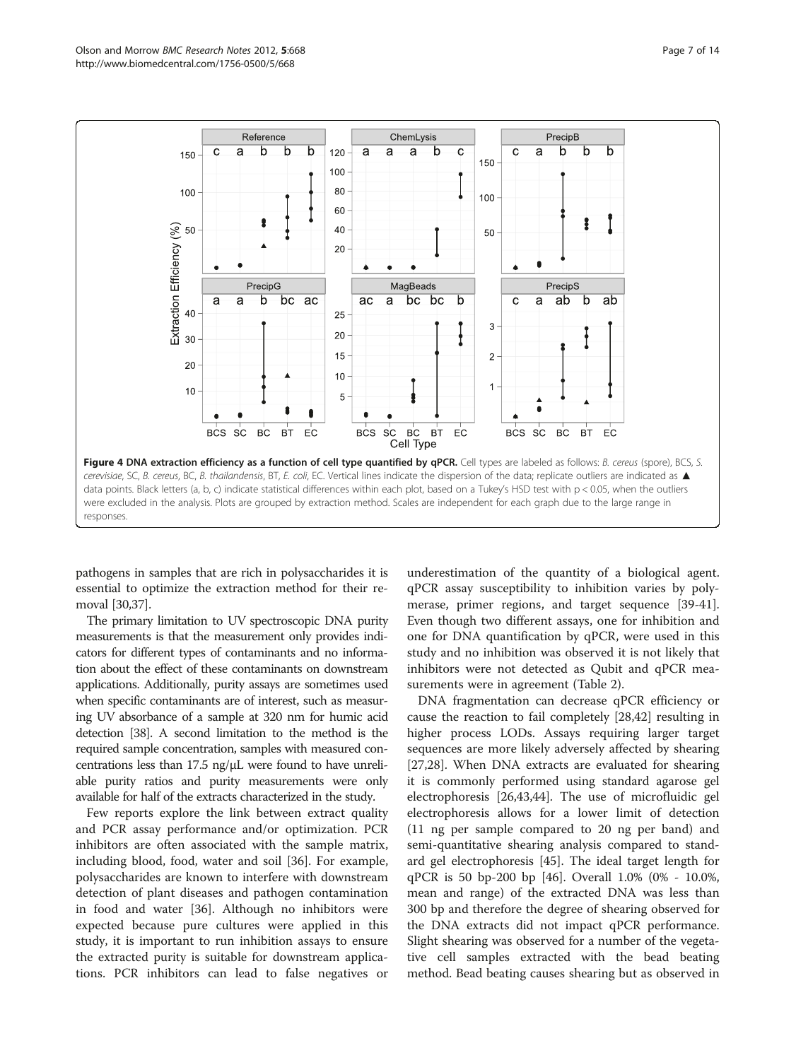**Figure 4 DNA extraction efficiency as a function of cell type quantified by qPCR.** Cell types are labeled as follows: *B. cereus* (spore), BCS, *S. cerevisiae*, SC, *B. cereus*, BC, *B. thailandensis*, BT, *E. coli*, EC. Vertical lines indicate the dispersion of the data; replicate outliers are indicated as ▲ data points. Black letters (a, b, c) indicate statistical differences within each plot, based on a Tukey's HSD test with $p < 0.05$, when the outliers were excluded in the analysis. Plots are grouped by extraction method. Scales are independent for each graph due to the large range in responses.

pathogens in samples that are rich in polysaccharides it is essential to optimize the extraction method for their removal [30,37].

The primary limitation to UV spectroscopic DNA purity measurements is that the measurement only provides indicators for different types of contaminants and no information about the effect of these contaminants on downstream applications. Additionally, purity assays are sometimes used when specific contaminants are of interest, such as measuring UV absorbance of a sample at 320 nm for humic acid detection [38]. A second limitation to the method is the required sample concentration, samples with measured concentrations less than 17.5 ng/μL were found to have unreliable purity ratios and purity measurements were only available for half of the extracts characterized in the study.

Few reports explore the link between extract quality and PCR assay performance and/or optimization. PCR inhibitors are often associated with the sample matrix, including blood, food, water and soil [36]. For example, polysaccharides are known to interfere with downstream detection of plant diseases and pathogen contamination in food and water [36]. Although no inhibitors were expected because pure cultures were applied in this study, it is important to run inhibition assays to ensure the extracted purity is suitable for downstream applications. PCR inhibitors can lead to false negatives or underestimation of the quantity of a biological agent. qPCR assay susceptibility to inhibition varies by polymerase, primer regions, and target sequence [39-41]. Even though two different assays, one for inhibition and one for DNA quantification by qPCR, were used in this study and no inhibition was observed it is not likely that inhibitors were not detected as Qubit and qPCR measurements were in agreement (Table 2).

DNA fragmentation can decrease qPCR efficiency or cause the reaction to fail completely [28,42] resulting in higher process LODs. Assays requiring larger target sequences are more likely adversely affected by shearing [27,28]. When DNA extracts are evaluated for shearing it is commonly performed using standard agarose gel electrophoresis [26,43,44]. The use of microfluidic gel electrophoresis allows for a lower limit of detection (11 ng per sample compared to 20 ng per band) and semi-quantitative shearing analysis compared to standard gel electrophoresis [45]. The ideal target length for qPCR is 50 bp-200 bp [46]. Overall 1.0% (0% - 10.0%, mean and range) of the extracted DNA was less than 300 bp and therefore the degree of shearing observed for the DNA extracts did not impact qPCR performance. Slight shearing was observed for a number of the vegetative cell samples extracted with the bead beating method. Bead beating causes shearing but as observed in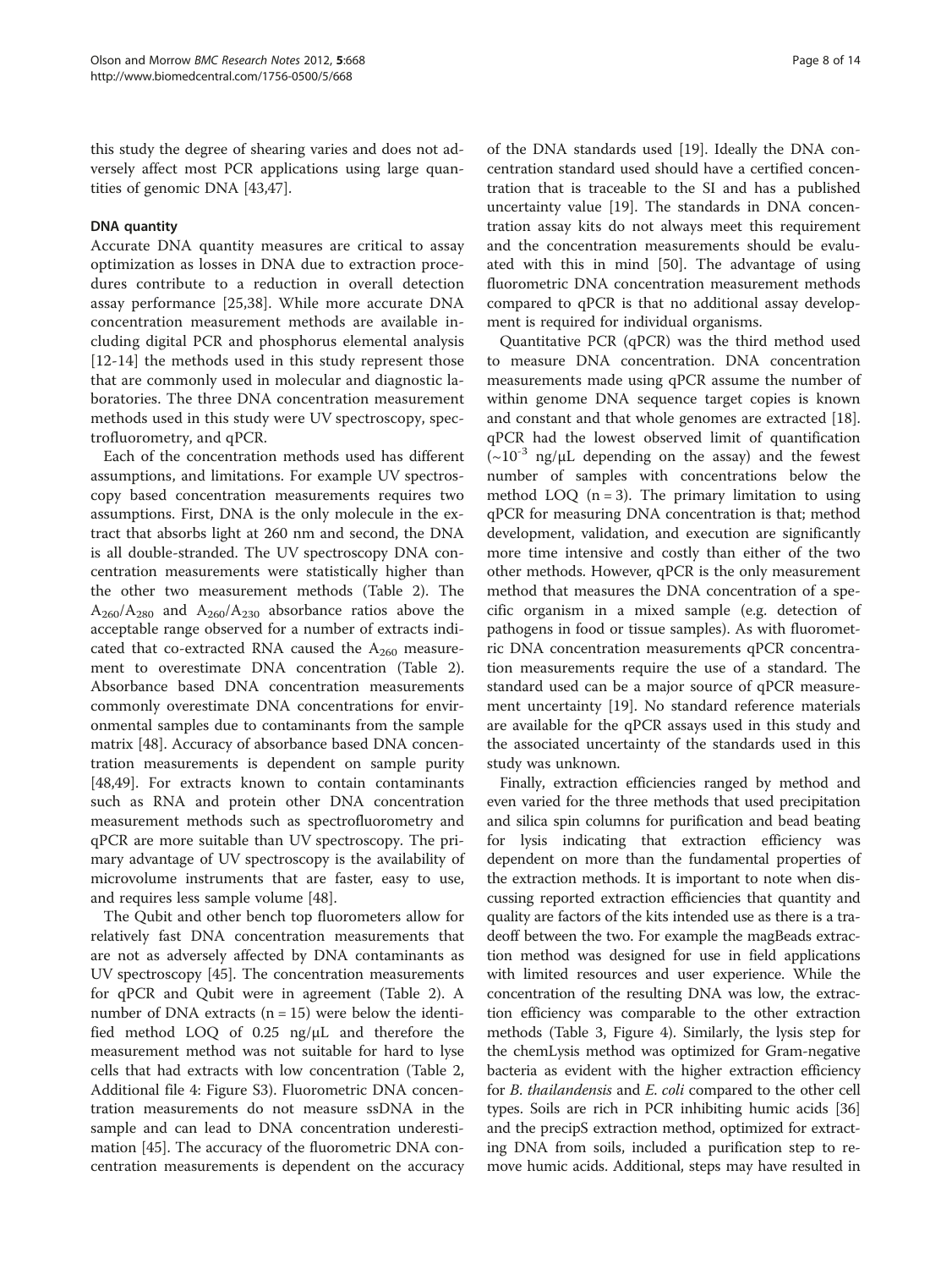this study the degree of shearing varies and does not adversely affect most PCR applications using large quantities of genomic DNA [43,47].

### DNA quantity

Accurate DNA quantity measures are critical to assay optimization as losses in DNA due to extraction procedures contribute to a reduction in overall detection assay performance [25,38]. While more accurate DNA concentration measurement methods are available including digital PCR and phosphorus elemental analysis [12-14] the methods used in this study represent those that are commonly used in molecular and diagnostic laboratories. The three DNA concentration measurement methods used in this study were UV spectroscopy, spectrofluorometry, and qPCR.

Each of the concentration methods used has different assumptions, and limitations. For example UV spectroscopy based concentration measurements requires two assumptions. First, DNA is the only molecule in the extract that absorbs light at 260 nm and second, the DNA is all double-stranded. The UV spectroscopy DNA concentration measurements were statistically higher than the other two measurement methods (Table 2). The $A_{260}/A_{280}$ and $A_{260}/A_{230}$ absorbance ratios above the acceptable range observed for a number of extracts indicated that co-extracted RNA caused the $A_{260}$ measurement to overestimate DNA concentration (Table 2). Absorbance based DNA concentration measurements commonly overestimate DNA concentrations for environmental samples due to contaminants from the sample matrix [48]. Accuracy of absorbance based DNA concentration measurements is dependent on sample purity [48,49]. For extracts known to contain contaminants such as RNA and protein other DNA concentration measurement methods such as spectrofluorometry and qPCR are more suitable than UV spectroscopy. The primary advantage of UV spectroscopy is the availability of microvolume instruments that are faster, easy to use, and requires less sample volume [48].

The Qubit and other bench top fluorometers allow for relatively fast DNA concentration measurements that are not as adversely affected by DNA contaminants as UV spectroscopy [45]. The concentration measurements for qPCR and Qubit were in agreement (Table 2). A number of DNA extracts (n = 15) were below the identified method LOQ of 0.25 ng/μL and therefore the measurement method was not suitable for hard to lyse cells that had extracts with low concentration (Table 2, Additional file 4: Figure S3). Fluorometric DNA concentration measurements do not measure ssDNA in the sample and can lead to DNA concentration underestimation [45]. The accuracy of the fluorometric DNA concentration measurements is dependent on the accuracy of the DNA standards used [19]. Ideally the DNA concentration standard used should have a certified concentration that is traceable to the SI and has a published uncertainty value [19]. The standards in DNA concentration assay kits do not always meet this requirement and the concentration measurements should be evaluated with this in mind [50]. The advantage of using fluorometric DNA concentration measurement methods compared to qPCR is that no additional assay development is required for individual organisms.

Quantitative PCR (qPCR) was the third method used to measure DNA concentration. DNA concentration measurements made using qPCR assume the number of within genome DNA sequence target copies is known and constant and that whole genomes are extracted [18]. qPCR had the lowest observed limit of quantification (~$10^{-3}$ ng/μL depending on the assay) and the fewest number of samples with concentrations below the method LOQ (n = 3). The primary limitation to using qPCR for measuring DNA concentration is that; method development, validation, and execution are significantly more time intensive and costly than either of the two other methods. However, qPCR is the only measurement method that measures the DNA concentration of a specific organism in a mixed sample (e.g. detection of pathogens in food or tissue samples). As with fluorometric DNA concentration measurements qPCR concentration measurements require the use of a standard. The standard used can be a major source of qPCR measurement uncertainty [19]. No standard reference materials are available for the qPCR assays used in this study and the associated uncertainty of the standards used in this study was unknown.

Finally, extraction efficiencies ranged by method and even varied for the three methods that used precipitation and silica spin columns for purification and bead beating for lysis indicating that extraction efficiency was dependent on more than the fundamental properties of the extraction methods. It is important to note when discussing reported extraction efficiencies that quantity and quality are factors of the kits intended use as there is a tradeoff between the two. For example the magBeads extraction method was designed for use in field applications with limited resources and user experience. While the concentration of the resulting DNA was low, the extraction efficiency was comparable to the other extraction methods (Table 3, Figure 4). Similarly, the lysis step for the chemLysis method was optimized for Gram-negative bacteria as evident with the higher extraction efficiency for *B. thailandensis* and *E. coli* compared to the other cell types. Soils are rich in PCR inhibiting humic acids [36] and the precipS extraction method, optimized for extracting DNA from soils, included a purification step to remove humic acids. Additional, steps may have resulted in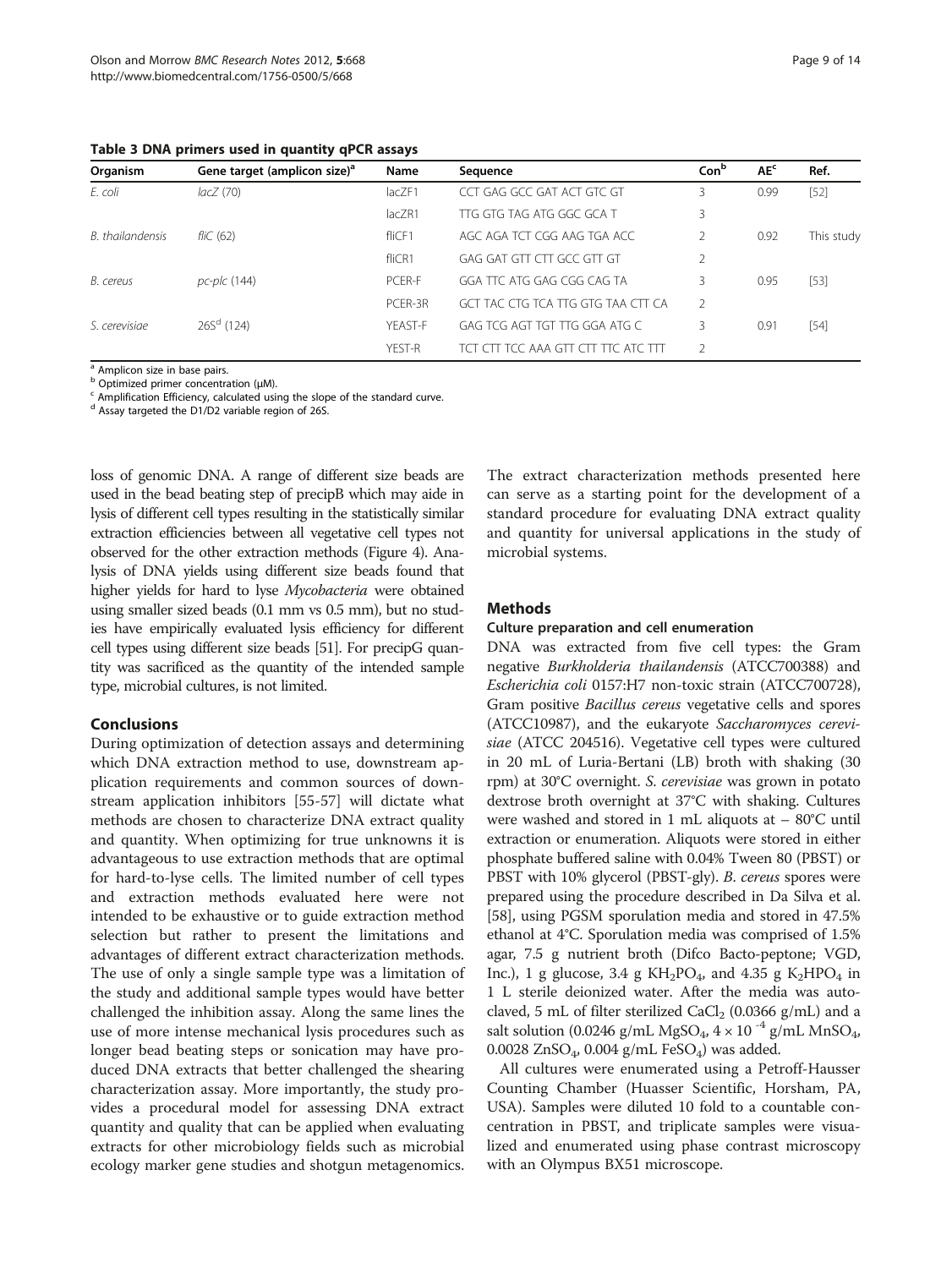**Table 3 DNA primers used in quantity qPCR assays**

| Organism | Gene target (amplicon size)[a] | Name | Sequence | Con[b] | AE[c] | Ref. |
|---|---|---|---|---|---|---|
| *E. coli* | *lacZ* (70) | lacZF1 | CCT GAG GCC GAT ACT GTC GT | 3 | 0.99 | [52] |
| | | lacZR1 | TTG GTG TAG ATG GGC GCA T | 3 | | |
| *B. thailandensis* | *fliC* (62) | fliCF1 | AGC AGA TCT CGG AAG TGA ACC | 2 | 0.92 | This study |
| | | fliCR1 | GAG GAT GTT CTT GCC GTT GT | 2 | | |
| *B. cereus* | *pc-plc* (144) | PCER-F | GGA TTC ATG GAG CGG CAG TA | 3 | 0.95 | [53] |
| | | PCER-3R | GCT TAC CTG TCA TTG GTG TAA CTT CA | 2 | | |
| *S. cerevisiae* | 26S[d] (124) | YEAST-F | GAG TCG AGT TGT TTG GGA ATG C | 3 | 0.91 | [54] |
| | | YEST-R | TCT CTT TCC AAA GTT CTT TTC ATC TTT | 2 | | |

[a] Amplicon size in base pairs.
[b] Optimized primer concentration (μM).
[c] Amplification Efficiency, calculated using the slope of the standard curve.
[d] Assay targeted the D1/D2 variable region of 26S.

loss of genomic DNA. A range of different size beads are used in the bead beating step of precipB which may aide in lysis of different cell types resulting in the statistically similar extraction efficiencies between all vegetative cell types not observed for the other extraction methods (Figure 4). Analysis of DNA yields using different size beads found that higher yields for hard to lyse *Mycobacteria* were obtained using smaller sized beads (0.1 mm vs 0.5 mm), but no studies have empirically evaluated lysis efficiency for different cell types using different size beads [51]. For precipG quantity was sacrificed as the quantity of the intended sample type, microbial cultures, is not limited.

## Conclusions

During optimization of detection assays and determining which DNA extraction method to use, downstream application requirements and common sources of downstream application inhibitors [55-57] will dictate what methods are chosen to characterize DNA extract quality and quantity. When optimizing for true unknowns it is advantageous to use extraction methods that are optimal for hard-to-lyse cells. The limited number of cell types and extraction methods evaluated here were not intended to be exhaustive or to guide extraction method selection but rather to present the limitations and advantages of different extract characterization methods. The use of only a single sample type was a limitation of the study and additional sample types would have better challenged the inhibition assay. Along the same lines the use of more intense mechanical lysis procedures such as longer bead beating steps or sonication may have produced DNA extracts that better challenged the shearing characterization assay. More importantly, the study provides a procedural model for assessing DNA extract quantity and quality that can be applied when evaluating extracts for other microbiology fields such as microbial ecology marker gene studies and shotgun metagenomics. The extract characterization methods presented here can serve as a starting point for the development of a standard procedure for evaluating DNA extract quality and quantity for universal applications in the study of microbial systems.

## Methods

### Culture preparation and cell enumeration

DNA was extracted from five cell types: the Gram negative *Burkholderia thailandensis* (ATCC700388) and *Escherichia coli* 0157:H7 non-toxic strain (ATCC700728), Gram positive *Bacillus cereus* vegetative cells and spores (ATCC10987), and the eukaryote *Saccharomyces cerevisiae* (ATCC 204516). Vegetative cell types were cultured in 20 mL of Luria-Bertani (LB) broth with shaking (30 rpm) at 30°C overnight. *S. cerevisiae* was grown in potato dextrose broth overnight at 37°C with shaking. Cultures were washed and stored in 1 mL aliquots at – 80°C until extraction or enumeration. Aliquots were stored in either phosphate buffered saline with 0.04% Tween 80 (PBST) or PBST with 10% glycerol (PBST-gly). *B. cereus* spores were prepared using the procedure described in Da Silva et al. [58], using PGSM sporulation media and stored in 47.5% ethanol at 4°C. Sporulation media was comprised of 1.5% agar, 7.5 g nutrient broth (Difco Bacto-peptone; VGD, Inc.), 1 g glucose, 3.4 g $KH_2PO_4$, and 4.35 g $K_2HPO_4$ in 1 L sterile deionized water. After the media was autoclaved, 5 mL of filter sterilized $CaCl_2$ (0.0366 g/mL) and a salt solution (0.0246 g/mL $MgSO_4$, $4 \times 10^{-4}$ g/mL $MnSO_4$, 0.0028 $ZnSO_4$, 0.004 g/mL $FeSO_4$) was added.

All cultures were enumerated using a Petroff-Hausser Counting Chamber (Huasser Scientific, Horsham, PA, USA). Samples were diluted 10 fold to a countable concentration in PBST, and triplicate samples were visualized and enumerated using phase contrast microscopy with an Olympus BX51 microscope.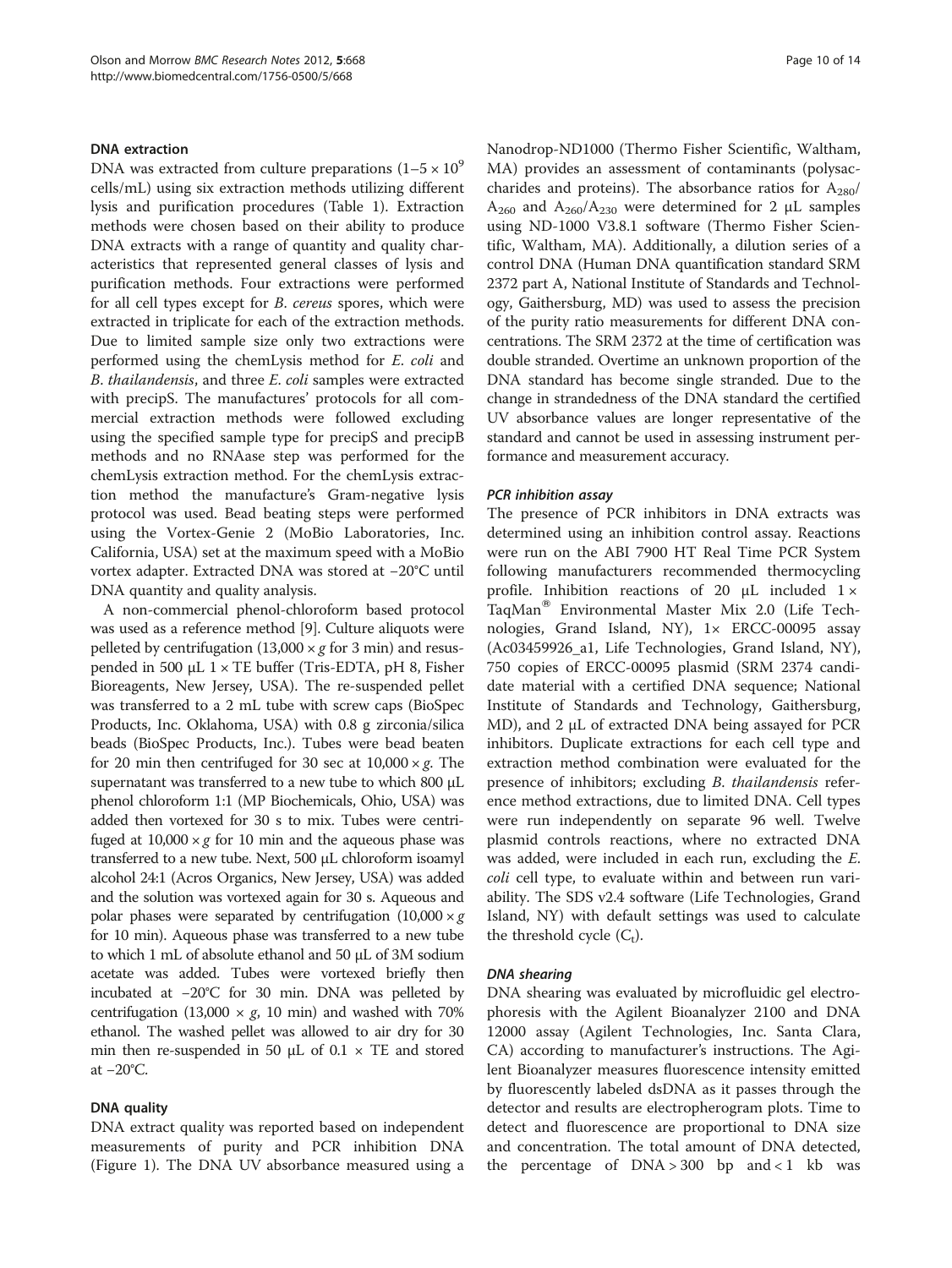### DNA extraction

DNA was extracted from culture preparations ($1–5 \times 10^9$ cells/mL) using six extraction methods utilizing different lysis and purification procedures (Table 1). Extraction methods were chosen based on their ability to produce DNA extracts with a range of quantity and quality characteristics that represented general classes of lysis and purification methods. Four extractions were performed for all cell types except for *B. cereus* spores, which were extracted in triplicate for each of the extraction methods. Due to limited sample size only two extractions were performed using the chemLysis method for *E. coli* and *B. thailandensis*, and three *E. coli* samples were extracted with precipS. The manufactures' protocols for all commercial extraction methods were followed excluding using the specified sample type for precipS and precipB methods and no RNAase step was performed for the chemLysis extraction method. For the chemLysis extraction method the manufacture's Gram-negative lysis protocol was used. Bead beating steps were performed using the Vortex-Genie 2 (MoBio Laboratories, Inc. California, USA) set at the maximum speed with a MoBio vortex adapter. Extracted DNA was stored at −20°C until DNA quantity and quality analysis.

A non-commercial phenol-chloroform based protocol was used as a reference method [9]. Culture aliquots were pelleted by centrifugation (13,000 × *g* for 3 min) and resuspended in 500 μL 1 × TE buffer (Tris-EDTA, pH 8, Fisher Bioreagents, New Jersey, USA). The re-suspended pellet was transferred to a 2 mL tube with screw caps (BioSpec Products, Inc. Oklahoma, USA) with 0.8 g zirconia/silica beads (BioSpec Products, Inc.). Tubes were bead beaten for 20 min then centrifuged for 30 sec at 10,000 × *g*. The supernatant was transferred to a new tube to which 800 μL phenol chloroform 1:1 (MP Biochemicals, Ohio, USA) was added then vortexed for 30 s to mix. Tubes were centrifuged at 10,000 × *g* for 10 min and the aqueous phase was transferred to a new tube. Next, 500 μL chloroform isoamyl alcohol 24:1 (Acros Organics, New Jersey, USA) was added and the solution was vortexed again for 30 s. Aqueous and polar phases were separated by centrifugation (10,000 × *g* for 10 min). Aqueous phase was transferred to a new tube to which 1 mL of absolute ethanol and 50 μL of 3M sodium acetate was added. Tubes were vortexed briefly then incubated at −20°C for 30 min. DNA was pelleted by centrifugation (13,000 × *g*, 10 min) and washed with 70% ethanol. The washed pellet was allowed to air dry for 30 min then re-suspended in 50 μL of 0.1 × TE and stored at −20°C.

### DNA quality

DNA extract quality was reported based on independent measurements of purity and PCR inhibition DNA (Figure 1). The DNA UV absorbance measured using a Nanodrop-ND1000 (Thermo Fisher Scientific, Waltham, MA) provides an assessment of contaminants (polysaccharides and proteins). The absorbance ratios for $A_{280}/A_{260}$ and $A_{260}/A_{230}$ were determined for 2 μL samples using ND-1000 V3.8.1 software (Thermo Fisher Scientific, Waltham, MA). Additionally, a dilution series of a control DNA (Human DNA quantification standard SRM 2372 part A, National Institute of Standards and Technology, Gaithersburg, MD) was used to assess the precision of the purity ratio measurements for different DNA concentrations. The SRM 2372 at the time of certification was double stranded. Overtime an unknown proportion of the DNA standard has become single stranded. Due to the change in strandedness of the DNA standard the certified UV absorbance values are longer representative of the standard and cannot be used in assessing instrument performance and measurement accuracy.

#### PCR inhibition assay

The presence of PCR inhibitors in DNA extracts was determined using an inhibition control assay. Reactions were run on the ABI 7900 HT Real Time PCR System following manufacturers recommended thermocycling profile. Inhibition reactions of 20 μL included 1 × TaqMan® Environmental Master Mix 2.0 (Life Technologies, Grand Island, NY), 1× ERCC-00095 assay (Ac03459926_a1, Life Technologies, Grand Island, NY), 750 copies of ERCC-00095 plasmid (SRM 2374 candidate material with a certified DNA sequence; National Institute of Standards and Technology, Gaithersburg, MD), and 2 μL of extracted DNA being assayed for PCR inhibitors. Duplicate extractions for each cell type and extraction method combination were evaluated for the presence of inhibitors; excluding *B. thailandensis* reference method extractions, due to limited DNA. Cell types were run independently on separate 96 well. Twelve plasmid controls reactions, where no extracted DNA was added, were included in each run, excluding the *E. coli* cell type, to evaluate within and between run variability. The SDS v2.4 software (Life Technologies, Grand Island, NY) with default settings was used to calculate the threshold cycle ($C_t$).

#### DNA shearing

DNA shearing was evaluated by microfluidic gel electrophoresis with the Agilent Bioanalyzer 2100 and DNA 12000 assay (Agilent Technologies, Inc. Santa Clara, CA) according to manufacturer's instructions. The Agilent Bioanalyzer measures fluorescence intensity emitted by fluorescently labeled dsDNA as it passes through the detector and results are electropherogram plots. Time to detect and fluorescence are proportional to DNA size and concentration. The total amount of DNA detected, the percentage of DNA > 300 bp and < 1 kb was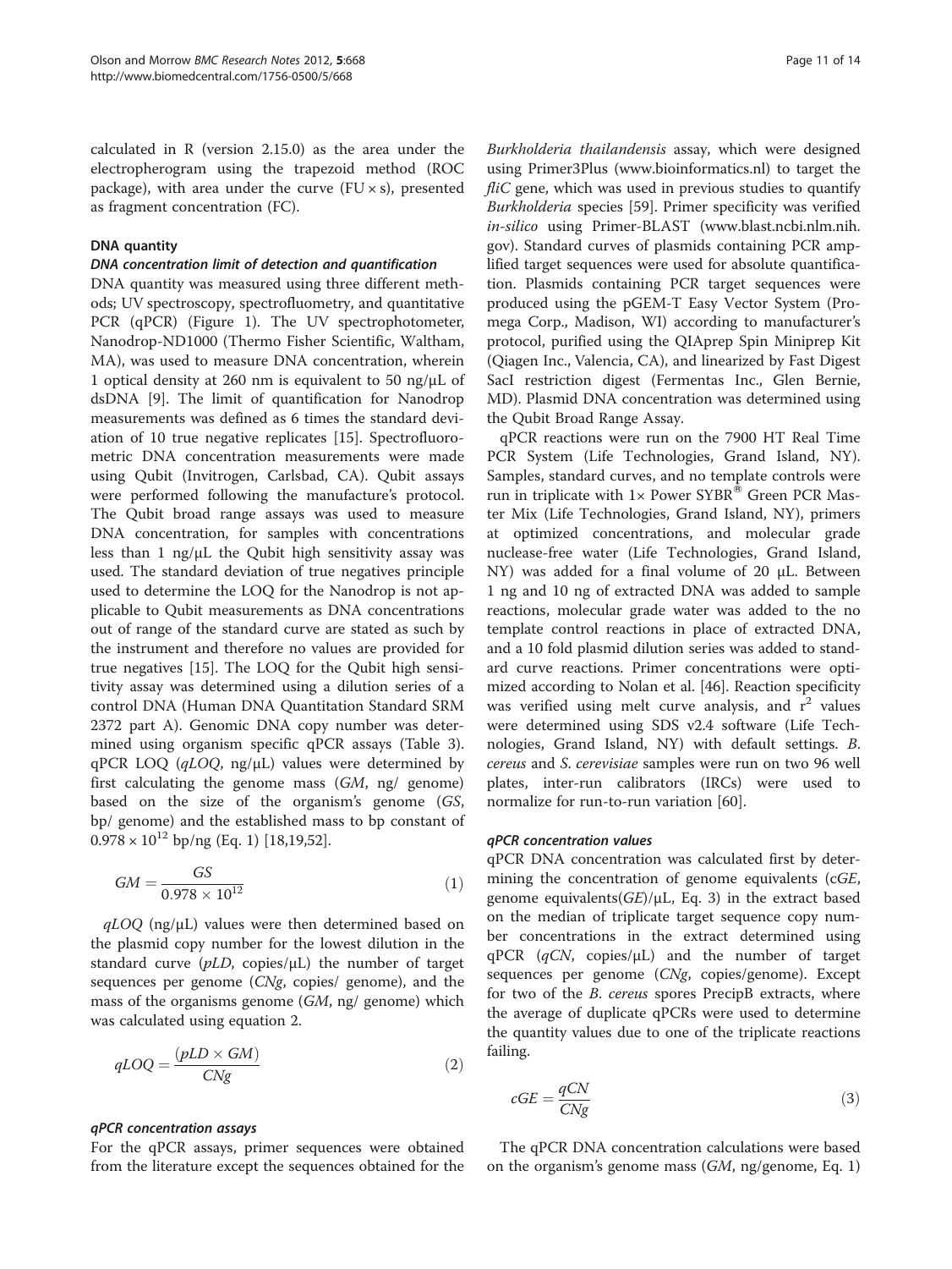calculated in R (version 2.15.0) as the area under the electropherogram using the trapezoid method (ROC package), with area under the curve (FU × s), presented as fragment concentration (FC).

### DNA quantity

#### DNA concentration limit of detection and quantification

DNA quantity was measured using three different methods; UV spectroscopy, spectrofluometry, and quantitative PCR (qPCR) (Figure 1). The UV spectrophotometer, Nanodrop-ND1000 (Thermo Fisher Scientific, Waltham, MA), was used to measure DNA concentration, wherein 1 optical density at 260 nm is equivalent to 50 ng/μL of dsDNA [9]. The limit of quantification for Nanodrop measurements was defined as 6 times the standard deviation of 10 true negative replicates [15]. Spectrofluorometric DNA concentration measurements were made using Qubit (Invitrogen, Carlsbad, CA). Qubit assays were performed following the manufacture's protocol. The Qubit broad range assays was used to measure DNA concentration, for samples with concentrations less than 1 ng/μL the Qubit high sensitivity assay was used. The standard deviation of true negatives principle used to determine the LOQ for the Nanodrop is not applicable to Qubit measurements as DNA concentrations out of range of the standard curve are stated as such by the instrument and therefore no values are provided for true negatives [15]. The LOQ for the Qubit high sensitivity assay was determined using a dilution series of a control DNA (Human DNA Quantitation Standard SRM 2372 part A). Genomic DNA copy number was determined using organism specific qPCR assays (Table 3). qPCR LOQ (*qLOQ*, ng/μL) values were determined by first calculating the genome mass (*GM*, ng/ genome) based on the size of the organism's genome (*GS*, bp/ genome) and the established mass to bp constant of $0.978 \times 10^{12}$ bp/ng (Eq. 1) [18,19,52].

$$GM = \frac{GS}{0.978 \times 10^{12}} \tag{1}$$

*qLOQ* (ng/μL) values were then determined based on the plasmid copy number for the lowest dilution in the standard curve (*pLD*, copies/μL) the number of target sequences per genome (*CNg*, copies/ genome), and the mass of the organisms genome (*GM*, ng/ genome) which was calculated using equation 2.

$$qLOQ = \frac{(pLD \times GM)}{CNg} \tag{2}$$

#### qPCR concentration assays

For the qPCR assays, primer sequences were obtained from the literature except the sequences obtained for the *Burkholderia thailandensis* assay, which were designed using Primer3Plus (www.bioinformatics.nl) to target the *fliC* gene, which was used in previous studies to quantify *Burkholderia* species [59]. Primer specificity was verified *in-silico* using Primer-BLAST (www.blast.ncbi.nlm.nih.gov). Standard curves of plasmids containing PCR amplified target sequences were used for absolute quantification. Plasmids containing PCR target sequences were produced using the pGEM-T Easy Vector System (Promega Corp., Madison, WI) according to manufacturer's protocol, purified using the QIAprep Spin Miniprep Kit (Qiagen Inc., Valencia, CA), and linearized by Fast Digest SacI restriction digest (Fermentas Inc., Glen Bernie, MD). Plasmid DNA concentration was determined using the Qubit Broad Range Assay.

qPCR reactions were run on the 7900 HT Real Time PCR System (Life Technologies, Grand Island, NY). Samples, standard curves, and no template controls were run in triplicate with 1× Power SYBR® Green PCR Master Mix (Life Technologies, Grand Island, NY), primers at optimized concentrations, and molecular grade nuclease-free water (Life Technologies, Grand Island, NY) was added for a final volume of 20 μL. Between 1 ng and 10 ng of extracted DNA was added to sample reactions, molecular grade water was added to the no template control reactions in place of extracted DNA, and a 10 fold plasmid dilution series was added to standard curve reactions. Primer concentrations were optimized according to Nolan et al. [46]. Reaction specificity was verified using melt curve analysis, and $r^2$ values were determined using SDS v2.4 software (Life Technologies, Grand Island, NY) with default settings. *B. cereus* and *S. cerevisiae* samples were run on two 96 well plates, inter-run calibrators (IRCs) were used to normalize for run-to-run variation [60].

#### qPCR concentration values

qPCR DNA concentration was calculated first by determining the concentration of genome equivalents (*cGE*, genome equivalents(*GE*)/μL, Eq. 3) in the extract based on the median of triplicate target sequence copy number concentrations in the extract determined using qPCR (*qCN*, copies/μL) and the number of target sequences per genome (*CNg*, copies/genome). Except for two of the *B. cereus* spores PrecipB extracts, where the average of duplicate qPCRs were used to determine the quantity values due to one of the triplicate reactions failing.

$$cGE = \frac{qCN}{CNg} \tag{3}$$

The qPCR DNA concentration calculations were based on the organism's genome mass (*GM*, ng/genome, Eq. 1)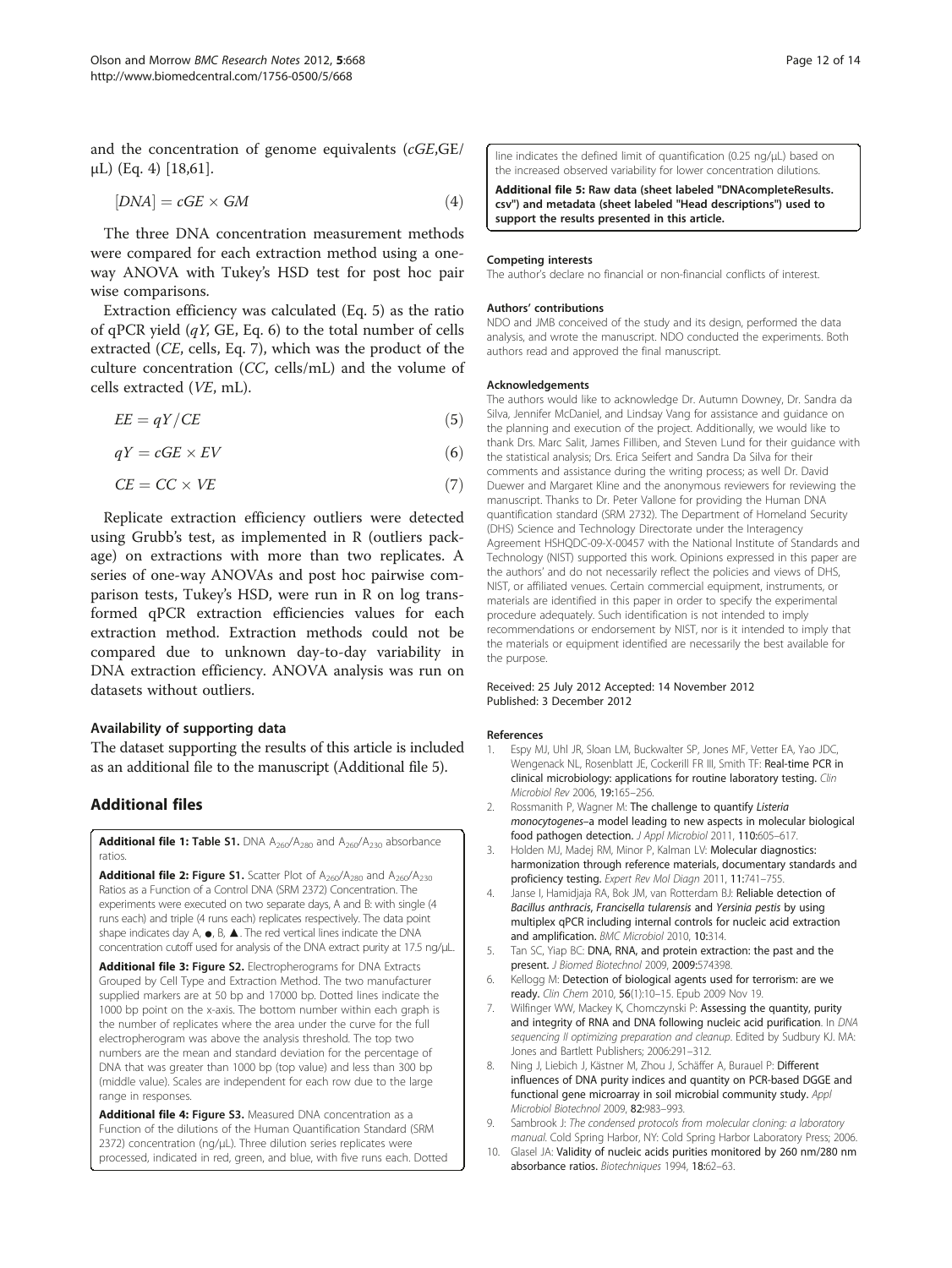and the concentration of genome equivalents ($cGE$,GE/μL) (Eq. 4) [18,61].

$$[DNA] = cGE \times GM \tag{4}$$

The three DNA concentration measurement methods were compared for each extraction method using a one-way ANOVA with Tukey's HSD test for post hoc pair wise comparisons.

Extraction efficiency was calculated (Eq. 5) as the ratio of qPCR yield ($qY$, GE, Eq. 6) to the total number of cells extracted ($CE$, cells, Eq. 7), which was the product of the culture concentration ($CC$, cells/mL) and the volume of cells extracted ($VE$, mL).

$$EE = qY/CE \tag{5}$$

$$qY = cGE \times EV \tag{6}$$

$$CE = CC \times VE \tag{7}$$

Replicate extraction efficiency outliers were detected using Grubb's test, as implemented in R (outliers package) on extractions with more than two replicates. A series of one-way ANOVAs and post hoc pairwise comparison tests, Tukey's HSD, were run in R on log transformed qPCR extraction efficiencies values for each extraction method. Extraction methods could not be compared due to unknown day-to-day variability in DNA extraction efficiency. ANOVA analysis was run on datasets without outliers.

### Availability of supporting data

The dataset supporting the results of this article is included as an additional file to the manuscript (Additional file 5).

## Additional files

**Additional file 1: Table S1.** DNA $A_{260}/A_{280}$ and $A_{260}/A_{230}$ absorbance ratios.

**Additional file 2: Figure S1.** Scatter Plot of $A_{260}/A_{280}$ and $A_{260}/A_{230}$ Ratios as a Function of a Control DNA (SRM 2372) Concentration. The experiments were executed on two separate days, A and B: with single (4 runs each) and triple (4 runs each) replicates respectively. The data point shape indicates day A, ●, B, ▲. The red vertical lines indicate the DNA concentration cutoff used for analysis of the DNA extract purity at 17.5 ng/μL.

**Additional file 3: Figure S2.** Electropherograms for DNA Extracts Grouped by Cell Type and Extraction Method. The two manufacturer supplied markers are at 50 bp and 17000 bp. Dotted lines indicate the 1000 bp point on the x-axis. The bottom number within each graph is the number of replicates where the area under the curve for the full electropherogram was above the analysis threshold. The top two numbers are the mean and standard deviation for the percentage of DNA that was greater than 1000 bp (top value) and less than 300 bp (middle value). Scales are independent for each row due to the large range in responses.

**Additional file 4: Figure S3.** Measured DNA concentration as a Function of the dilutions of the Human Quantification Standard (SRM 2372) concentration (ng/μL). Three dilution series replicates were processed, indicated in red, green, and blue, with five runs each. Dotted line indicates the defined limit of quantification (0.25 ng/μL) based on the increased observed variability for lower concentration dilutions.

**Additional file 5: Raw data (sheet labeled "DNAcompleteResults.csv") and metadata (sheet labeled "Head descriptions") used to support the results presented in this article.**

#### Competing interests

The author's declare no financial or non-financial conflicts of interest.

#### Authors' contributions

NDO and JMB conceived of the study and its design, performed the data analysis, and wrote the manuscript. NDO conducted the experiments. Both authors read and approved the final manuscript.

#### Acknowledgements

The authors would like to acknowledge Dr. Autumn Downey, Dr. Sandra da Silva, Jennifer McDaniel, and Lindsay Vang for assistance and guidance on the planning and execution of the project. Additionally, we would like to thank Drs. Marc Salit, James Filliben, and Steven Lund for their guidance with the statistical analysis; Drs. Erica Seifert and Sandra Da Silva for their comments and assistance during the writing process; as well Dr. David Duewer and Margaret Kline and the anonymous reviewers for reviewing the manuscript. Thanks to Dr. Peter Vallone for providing the Human DNA quantification standard (SRM 2732). The Department of Homeland Security (DHS) Science and Technology Directorate under the Interagency Agreement HSHQDC-09-X-00457 with the National Institute of Standards and Technology (NIST) supported this work. Opinions expressed in this paper are the authors' and do not necessarily reflect the policies and views of DHS, NIST, or affiliated venues. Certain commercial equipment, instruments, or materials are identified in this paper in order to specify the experimental procedure adequately. Such identification is not intended to imply recommendations or endorsement by NIST, nor is it intended to imply that the materials or equipment identified are necessarily the best available for the purpose.

Received: 25 July 2012 Accepted: 14 November 2012
Published: 3 December 2012

#### References

1. Espy MJ, Uhl JR, Sloan LM, Buckwalter SP, Jones MF, Vetter EA, Yao JDC, Wengenack NL, Rosenblatt JE, Cockerill FR III, Smith TF: **Real-time PCR in clinical microbiology: applications for routine laboratory testing.** *Clin Microbiol Rev* 2006, **19:**165–256.
2. Rossmanith P, Wagner M: **The challenge to quantify *Listeria monocytogenes*–a model leading to new aspects in molecular biological food pathogen detection.** *J Appl Microbiol* 2011, **110:**605–617.
3. Holden MJ, Madej RM, Minor P, Kalman LV: **Molecular diagnostics: harmonization through reference materials, documentary standards and proficiency testing.** *Expert Rev Mol Diagn* 2011, **11:**741–755.
4. Janse I, Hamidjaja RA, Bok JM, van Rotterdam BJ: **Reliable detection of *Bacillus anthracis*, *Francisella tularensis* and *Yersinia pestis* by using multiplex qPCR including internal controls for nucleic acid extraction and amplification.** *BMC Microbiol* 2010, **10:**314.
5. Tan SC, Yiap BC: **DNA, RNA, and protein extraction: the past and the present.** *J Biomed Biotechnol* 2009, **2009:**574398.
6. Kellogg M: **Detection of biological agents used for terrorism: are we ready.** *Clin Chem* 2010, **56**(1):10–15. Epub 2009 Nov 19.
7. Wilfinger WW, Mackey K, Chomczynski P: **Assessing the quantity, purity and integrity of RNA and DNA following nucleic acid purification.** In *DNA sequencing II optimizing preparation and cleanup*. Edited by Sudbury KJ. MA: Jones and Bartlett Publishers; 2006:291–312.
8. Ning J, Liebich J, Kästner M, Zhou J, Schäffer A, Burauel P: **Different influences of DNA purity indices and quantity on PCR-based DGGE and functional gene microarray in soil microbial community study.** *Appl Microbiol Biotechnol* 2009, **82:**983–993.
9. Sambrook J: *The condensed protocols from molecular cloning: a laboratory manual*. Cold Spring Harbor, NY: Cold Spring Harbor Laboratory Press; 2006.
10. Glasel JA: **Validity of nucleic acids purities monitored by 260 nm/280 nm absorbance ratios.** *Biotechniques* 1994, **18:**62–63.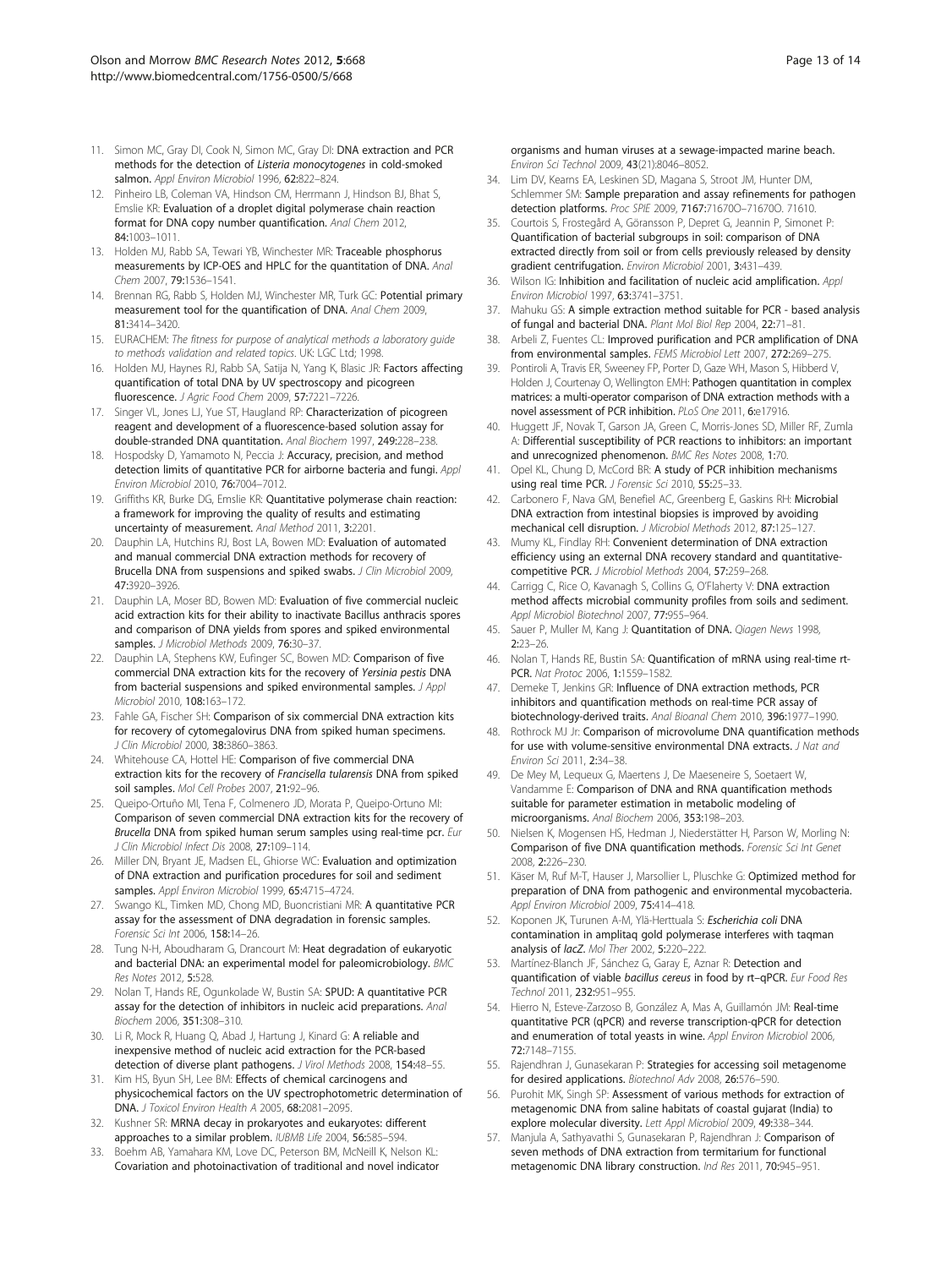11. Simon MC, Gray DI, Cook N, Simon MC, Gray DI: **DNA extraction and PCR methods for the detection of *Listeria monocytogenes* in cold-smoked salmon.** *Appl Environ Microbiol* 1996, **62:**822–824.
12. Pinheiro LB, Coleman VA, Hindson CM, Herrmann J, Hindson BJ, Bhat S, Emslie KR: **Evaluation of a droplet digital polymerase chain reaction format for DNA copy number quantification.** *Anal Chem* 2012, **84:**1003–1011.
13. Holden MJ, Rabb SA, Tewari YB, Winchester MR: **Traceable phosphorus measurements by ICP-OES and HPLC for the quantitation of DNA.** *Anal Chem* 2007, **79:**1536–1541.
14. Brennan RG, Rabb S, Holden MJ, Winchester MR, Turk GC: **Potential primary measurement tool for the quantification of DNA.** *Anal Chem* 2009, **81:**3414–3420.
15. EURACHEM: *The fitness for purpose of analytical methods a laboratory guide to methods validation and related topics.* UK: LGC Ltd; 1998.
16. Holden MJ, Haynes RJ, Rabb SA, Satija N, Yang K, Blasic JR: **Factors affecting quantification of total DNA by UV spectroscopy and picogreen fluorescence.** *J Agric Food Chem* 2009, **57:**7221–7226.
17. Singer VL, Jones LJ, Yue ST, Haugland RP: **Characterization of picogreen reagent and development of a fluorescence-based solution assay for double-stranded DNA quantitation.** *Anal Biochem* 1997, **249:**228–238.
18. Hospodsky D, Yamamoto N, Peccia J: **Accuracy, precision, and method detection limits of quantitative PCR for airborne bacteria and fungi.** *Appl Environ Microbiol* 2010, **76:**7004–7012.
19. Griffiths KR, Burke DG, Emslie KR: **Quantitative polymerase chain reaction: a framework for improving the quality of results and estimating uncertainty of measurement.** *Anal Method* 2011, **3:**2201.
20. Dauphin LA, Hutchins RJ, Bost LA, Bowen MD: **Evaluation of automated and manual commercial DNA extraction methods for recovery of Brucella DNA from suspensions and spiked swabs.** *J Clin Microbiol* 2009, **47:**3920–3926.
21. Dauphin LA, Moser BD, Bowen MD: **Evaluation of five commercial nucleic acid extraction kits for their ability to inactivate Bacillus anthracis spores and comparison of DNA yields from spores and spiked environmental samples.** *J Microbiol Methods* 2009, **76:**30–37.
22. Dauphin LA, Stephens KW, Eufinger SC, Bowen MD: **Comparison of five commercial DNA extraction kits for the recovery of *Yersinia pestis* DNA from bacterial suspensions and spiked environmental samples.** *J Appl Microbiol* 2010, **108:**163–172.
23. Fahle GA, Fischer SH: **Comparison of six commercial DNA extraction kits for recovery of cytomegalovirus DNA from spiked human specimens.** *J Clin Microbiol* 2000, **38:**3860–3863.
24. Whitehouse CA, Hottel HE: **Comparison of five commercial DNA extraction kits for the recovery of *Francisella tularensis* DNA from spiked soil samples.** *Mol Cell Probes* 2007, **21:**92–96.
25. Queipo-Ortuño MI, Tena F, Colmenero JD, Morata P, Queipo-Ortuno MI: **Comparison of seven commercial DNA extraction kits for the recovery of *Brucella* DNA from spiked human serum samples using real-time pcr.** *Eur J Clin Microbiol Infect Dis* 2008, **27:**109–114.
26. Miller DN, Bryant JE, Madsen EL, Ghiorse WC: **Evaluation and optimization of DNA extraction and purification procedures for soil and sediment samples.** *Appl Environ Microbiol* 1999, **65:**4715–4724.
27. Swango KL, Timken MD, Chong MD, Buoncristiani MR: **A quantitative PCR assay for the assessment of DNA degradation in forensic samples.** *Forensic Sci Int* 2006, **158:**14–26.
28. Tung N-H, Aboudharam G, Drancourt M: **Heat degradation of eukaryotic and bacterial DNA: an experimental model for paleomicrobiology.** *BMC Res Notes* 2012, **5:**528.
29. Nolan T, Hands RE, Ogunkolade W, Bustin SA: **SPUD: A quantitative PCR assay for the detection of inhibitors in nucleic acid preparations.** *Anal Biochem* 2006, **351:**308–310.
30. Li R, Mock R, Huang Q, Abad J, Hartung J, Kinard G: **A reliable and inexpensive method of nucleic acid extraction for the PCR-based detection of diverse plant pathogens.** *J Virol Methods* 2008, **154:**48–55.
31. Kim HS, Byun SH, Lee BM: **Effects of chemical carcinogens and physicochemical factors on the UV spectrophotometric determination of DNA.** *J Toxicol Environ Health A* 2005, **68:**2081–2095.
32. Kushner SR: **MRNA decay in prokaryotes and eukaryotes: different approaches to a similar problem.** *IUBMB Life* 2004, **56:**585–594.
33. Boehm AB, Yamahara KM, Love DC, Peterson BM, McNeill K, Nelson KL: **Covariation and photoinactivation of traditional and novel indicator organisms and human viruses at a sewage-impacted marine beach.** *Environ Sci Technol* 2009, **43**(21):8046–8052.
34. Lim DV, Kearns EA, Leskinen SD, Magana S, Stroot JM, Hunter DM, Schlemmer SM: **Sample preparation and assay refinements for pathogen detection platforms.** *Proc SPIE* 2009, **7167:**71670O–71670O. 71610.
35. Courtois S, Frostegård A, Göransson P, Depret G, Jeannin P, Simonet P: **Quantification of bacterial subgroups in soil: comparison of DNA extracted directly from soil or from cells previously released by density gradient centrifugation.** *Environ Microbiol* 2001, **3:**431–439.
36. Wilson IG: **Inhibition and facilitation of nucleic acid amplification.** *Appl Environ Microbiol* 1997, **63:**3741–3751.
37. Mahuku GS: **A simple extraction method suitable for PCR - based analysis of fungal and bacterial DNA.** *Plant Mol Biol Rep* 2004, **22:**71–81.
38. Arbeli Z, Fuentes CL: **Improved purification and PCR amplification of DNA from environmental samples.** *FEMS Microbiol Lett* 2007, **272:**269–275.
39. Pontiroli A, Travis ER, Sweeney FP, Porter D, Gaze WH, Mason S, Hibberd V, Holden J, Courtenay O, Wellington EMH: **Pathogen quantitation in complex matrices: a multi-operator comparison of DNA extraction methods with a novel assessment of PCR inhibition.** *PLoS One* 2011, **6:**e17916.
40. Huggett JF, Novak T, Garson JA, Green C, Morris-Jones SD, Miller RF, Zumla A: **Differential susceptibility of PCR reactions to inhibitors: an important and unrecognized phenomenon.** *BMC Res Notes* 2008, **1:**70.
41. Opel KL, Chung D, McCord BR: **A study of PCR inhibition mechanisms using real time PCR.** *J Forensic Sci* 2010, **55:**25–33.
42. Carbonero F, Nava GM, Benefiel AC, Greenberg E, Gaskins RH: **Microbial DNA extraction from intestinal biopsies is improved by avoiding mechanical cell disruption.** *J Microbiol Methods* 2012, **87:**125–127.
43. Mumy KL, Findlay RH: **Convenient determination of DNA extraction efficiency using an external DNA recovery standard and quantitative-competitive PCR.** *J Microbiol Methods* 2004, **57:**259–268.
44. Carrigg C, Rice O, Kavanagh S, Collins G, O'Flaherty V: **DNA extraction method affects microbial community profiles from soils and sediment.** *Appl Microbiol Biotechnol* 2007, **77:**955–964.
45. Sauer P, Muller M, Kang J: **Quantitation of DNA.** *Qiagen News* 1998, **2:**23–26.
46. Nolan T, Hands RE, Bustin SA: **Quantification of mRNA using real-time rt-PCR.** *Nat Protoc* 2006, **1:**1559–1582.
47. Demeke T, Jenkins GR: **Influence of DNA extraction methods, PCR inhibitors and quantification methods on real-time PCR assay of biotechnology-derived traits.** *Anal Bioanal Chem* 2010, **396:**1977–1990.
48. Rothrock MJ Jr: **Comparison of microvolume DNA quantification methods for use with volume-sensitive environmental DNA extracts.** *J Nat and Environ Sci* 2011, **2:**34–38.
49. De Mey M, Lequeux G, Maertens J, De Maeseneire S, Soetaert W, Vandamme E: **Comparison of DNA and RNA quantification methods suitable for parameter estimation in metabolic modeling of microorganisms.** *Anal Biochem* 2006, **353:**198–203.
50. Nielsen K, Mogensen HS, Hedman J, Niederstätter H, Parson W, Morling N: **Comparison of five DNA quantification methods.** *Forensic Sci Int Genet* 2008, **2:**226–230.
51. Käser M, Ruf M-T, Hauser J, Marsollier L, Pluschke G: **Optimized method for preparation of DNA from pathogenic and environmental mycobacteria.** *Appl Environ Microbiol* 2009, **75:**414–418.
52. Koponen JK, Turunen A-M, Ylä-Herttuala S: ***Escherichia coli* DNA contamination in amplitaq gold polymerase interferes with taqman analysis of *lacZ*.** *Mol Ther* 2002, **5:**220–222.
53. Martínez-Blanch JF, Sánchez G, Garay E, Aznar R: **Detection and quantification of viable *bacillus cereus* in food by rt–qPCR.** *Eur Food Res Technol* 2011, **232:**951–955.
54. Hierro N, Esteve-Zarzoso B, González A, Mas A, Guillamón JM: **Real-time quantitative PCR (qPCR) and reverse transcription-qPCR for detection and enumeration of total yeasts in wine.** *Appl Environ Microbiol* 2006, **72:**7148–7155.
55. Rajendhran J, Gunasekaran P: **Strategies for accessing soil metagenome for desired applications.** *Biotechnol Adv* 2008, **26:**576–590.
56. Purohit MK, Singh SP: **Assessment of various methods for extraction of metagenomic DNA from saline habitats of coastal gujarat (India) to explore molecular diversity.** *Lett Appl Microbiol* 2009, **49:**338–344.
57. Manjula A, Sathyavathi S, Gunasekaran P, Rajendhran J: **Comparison of seven methods of DNA extraction from termitarium for functional metagenomic DNA library construction.** *Ind Res* 2011, **70:**945–951.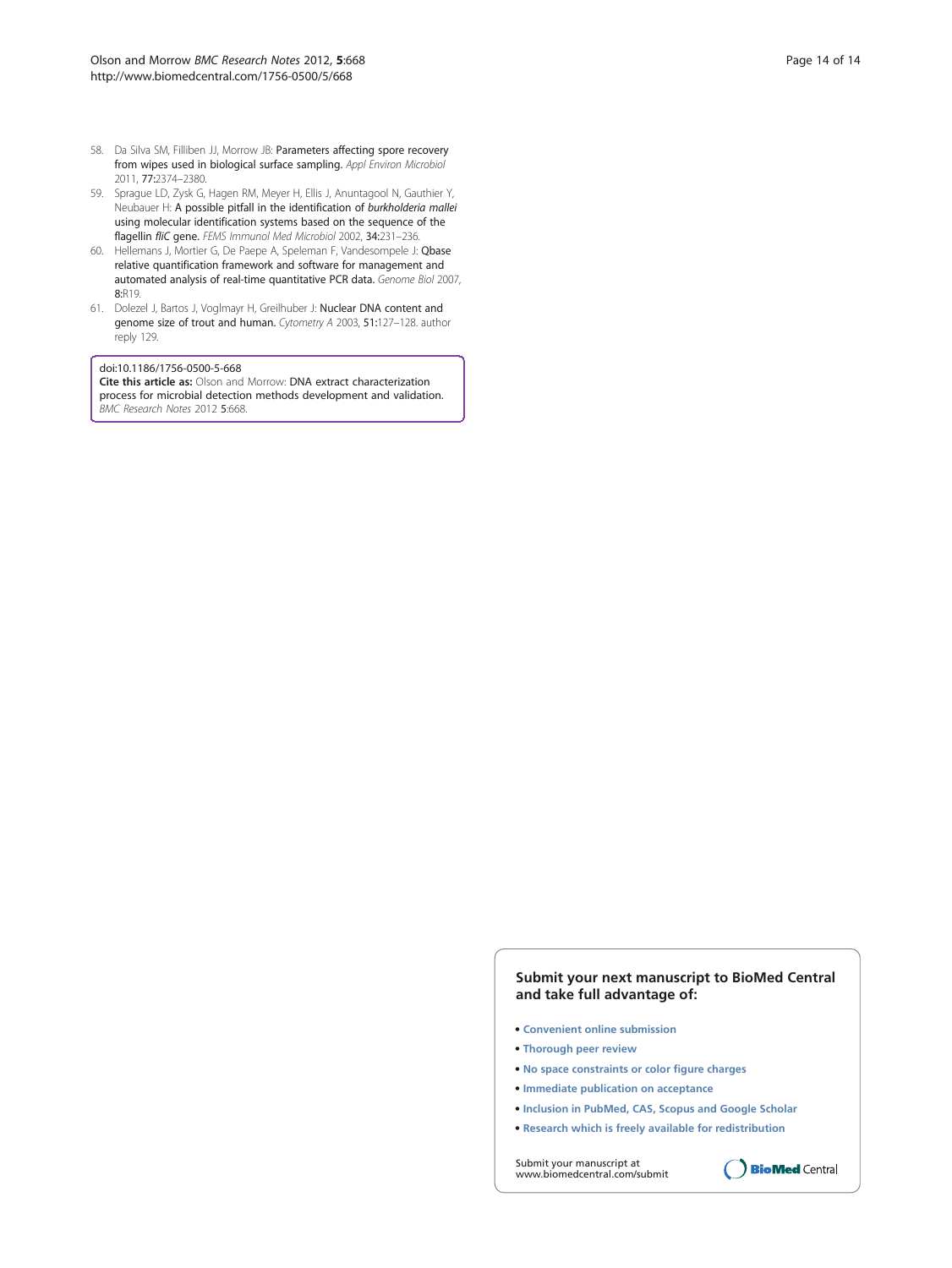58. Da Silva SM, Filliben JJ, Morrow JB: **Parameters affecting spore recovery from wipes used in biological surface sampling.** *Appl Environ Microbiol* 2011, **77:**2374–2380.
59. Sprague LD, Zysk G, Hagen RM, Meyer H, Ellis J, Anuntagool N, Gauthier Y, Neubauer H: **A possible pitfall in the identification of *burkholderia mallei* using molecular identification systems based on the sequence of the flagellin *fliC* gene.** *FEMS Immunol Med Microbiol* 2002, **34:**231–236.
60. Hellemans J, Mortier G, De Paepe A, Speleman F, Vandesompele J: **Qbase relative quantification framework and software for management and automated analysis of real-time quantitative PCR data.** *Genome Biol* 2007, **8:**R19.
61. Dolezel J, Bartos J, Voglmayr H, Greilhuber J: **Nuclear DNA content and genome size of trout and human.** *Cytometry A* 2003, **51:**127–128. author reply 129.

doi:10.1186/1756-0500-5-668
**Cite this article as:** Olson and Morrow: **DNA extract characterization process for microbial detection methods development and validation.** *BMC Research Notes* 2012 **5:**668.

**Submit your next manuscript to BioMed Central and take full advantage of:**

- **Convenient online submission**
- **Thorough peer review**
- **No space constraints or color figure charges**
- **Immediate publication on acceptance**
- **Inclusion in PubMed, CAS, Scopus and Google Scholar**
- **Research which is freely available for redistribution**

Submit your manuscript at
www.biomedcentral.com/submit

BioMed Central